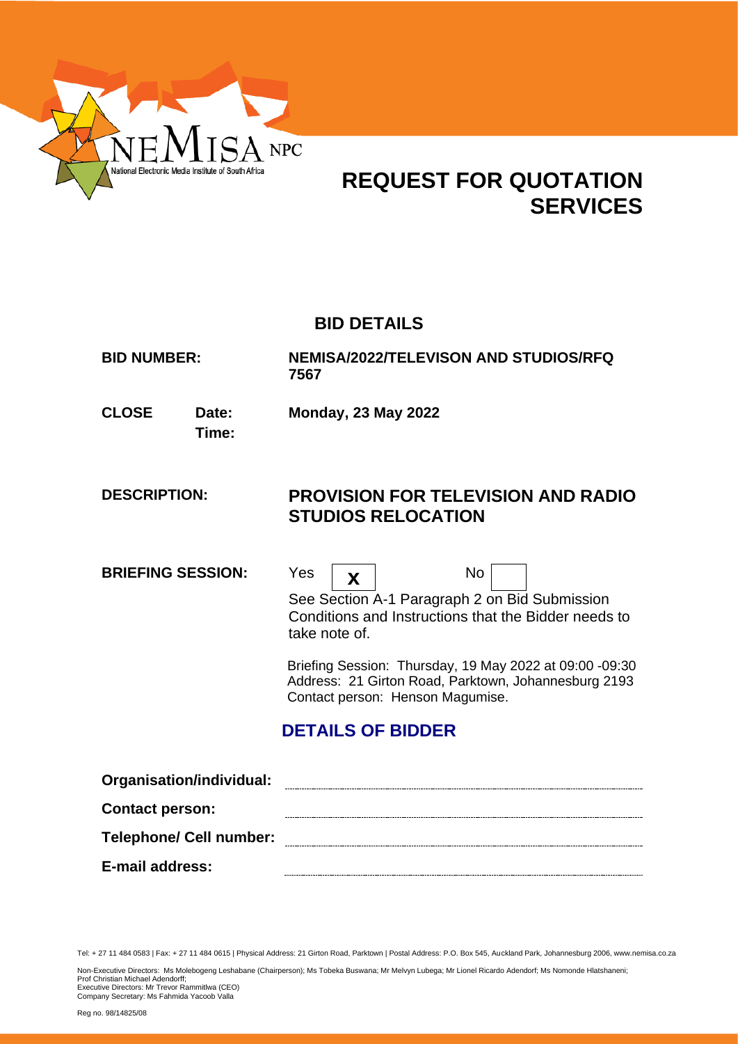NEMISA NPC
National Electronic Media Institute of South Africa

# REQUEST FOR QUOTATION SERVICES

## BID DETAILS

| | |
|---|---|
| **BID NUMBER:** | **NEMISA/2022/TELEVISON AND STUDIOS/RFQ 7567** |
| **CLOSE Date:** | **Monday, 23 May 2022** |
| **Time:** | |
| **DESCRIPTION:** | **PROVISION FOR TELEVISION AND RADIO STUDIOS RELOCATION** |
| **BRIEFING SESSION:** | Yes **X** No |

See Section A-1 Paragraph 2 on Bid Submission Conditions and Instructions that the Bidder needs to take note of.

Briefing Session: Thursday, 19 May 2022 at 09:00 -09:30
Address: 21 Girton Road, Parktown, Johannesburg 2193
Contact person: Henson Magumise.

## DETAILS OF BIDDER

**Organisation/individual:** ..............................................

**Contact person:** ..............................................

**Telephone/ Cell number:** ..............................................

**E-mail address:** ..............................................

Tel: + 27 11 484 0583 | Fax: + 27 11 484 0615 | Physical Address: 21 Girton Road, Parktown | Postal Address: P.O. Box 545, Auckland Park, Johannesburg 2006, www.nemisa.co.za

Non-Executive Directors: Ms Molebogeng Leshabane (Chairperson); Ms Tobeka Buswana; Mr Melvyn Lubega; Mr Lionel Ricardo Adendorf; Ms Nomonde Hlatshaneni; Prof Christian Michael Adendorff;
Executive Directors: Mr Trevor Rammitlwa (CEO)
Company Secretary: Ms Fahmida Yacoob Valla

Reg no. 98/14825/08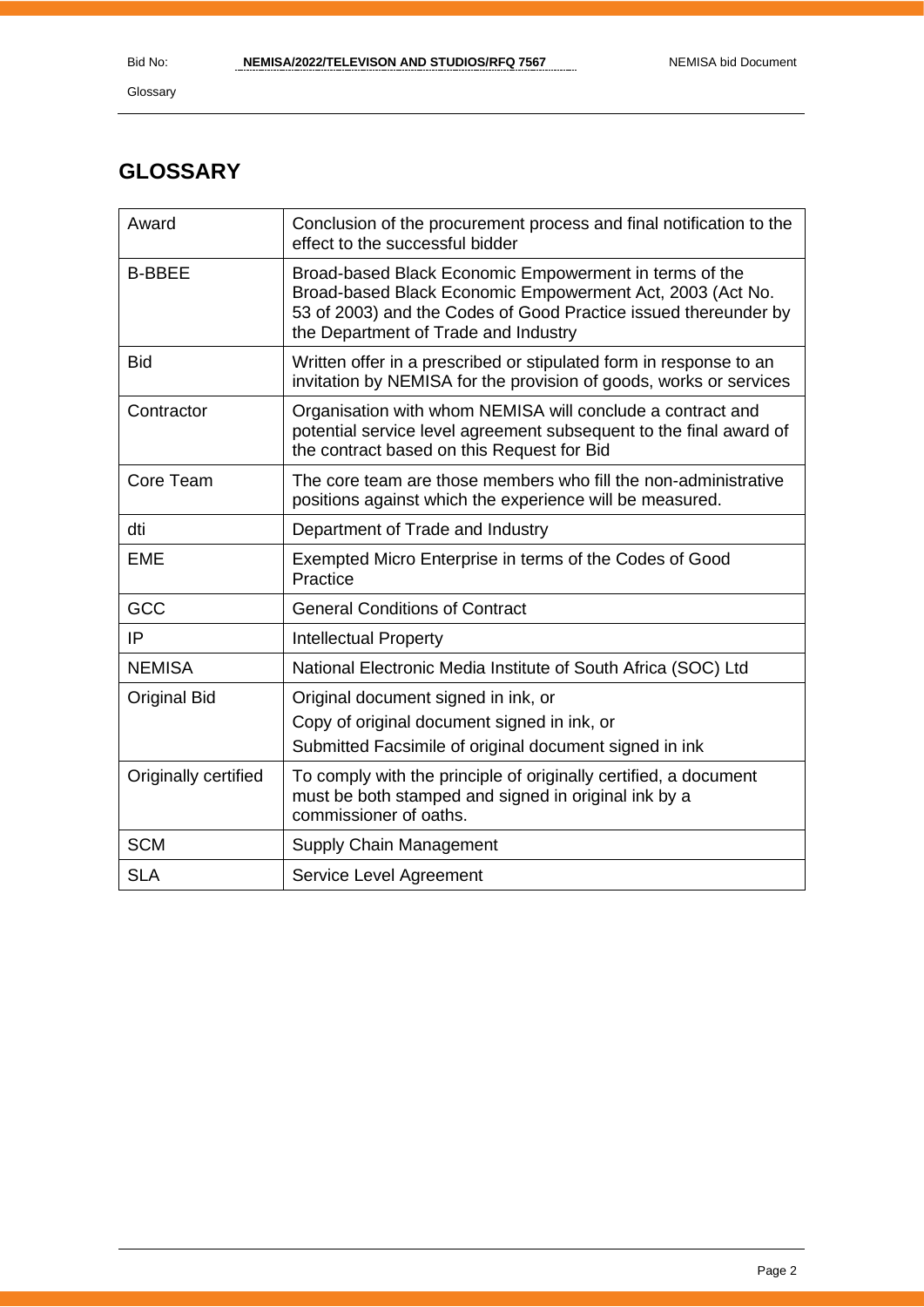# GLOSSARY

| | |
|---|---|
| Award | Conclusion of the procurement process and final notification to the effect to the successful bidder |
| B-BBEE | Broad-based Black Economic Empowerment in terms of the Broad-based Black Economic Empowerment Act, 2003 (Act No. 53 of 2003) and the Codes of Good Practice issued thereunder by the Department of Trade and Industry |
| Bid | Written offer in a prescribed or stipulated form in response to an invitation by NEMISA for the provision of goods, works or services |
| Contractor | Organisation with whom NEMISA will conclude a contract and potential service level agreement subsequent to the final award of the contract based on this Request for Bid |
| Core Team | The core team are those members who fill the non-administrative positions against which the experience will be measured. |
| dti | Department of Trade and Industry |
| EME | Exempted Micro Enterprise in terms of the Codes of Good Practice |
| GCC | General Conditions of Contract |
| IP | Intellectual Property |
| NEMISA | National Electronic Media Institute of South Africa (SOC) Ltd |
| Original Bid | Original document signed in ink, or<br>Copy of original document signed in ink, or<br>Submitted Facsimile of original document signed in ink |
| Originally certified | To comply with the principle of originally certified, a document must be both stamped and signed in original ink by a commissioner of oaths. |
| SCM | Supply Chain Management |
| SLA | Service Level Agreement |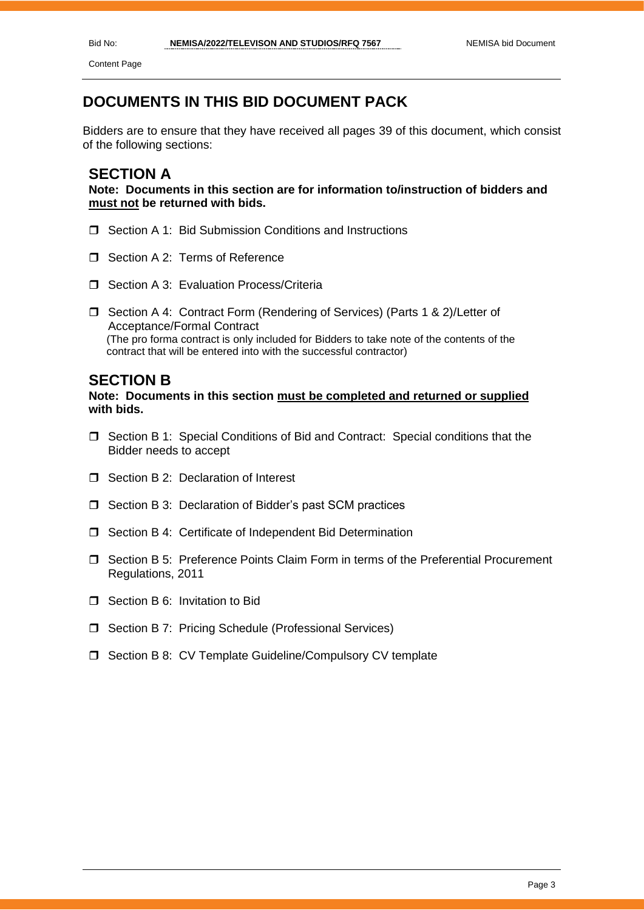Content Page

## DOCUMENTS IN THIS BID DOCUMENT PACK

Bidders are to ensure that they have received all pages 39 of this document, which consist of the following sections:

### SECTION A

**Note: Documents in this section are for information to/instruction of bidders and <u>must not</u> be returned with bids.**

- ❒ Section A 1: Bid Submission Conditions and Instructions
- ❒ Section A 2: Terms of Reference
- ❒ Section A 3: Evaluation Process/Criteria
- ❒ Section A 4: Contract Form (Rendering of Services) (Parts 1 & 2)/Letter of Acceptance/Formal Contract
  (The pro forma contract is only included for Bidders to take note of the contents of the contract that will be entered into with the successful contractor)

### SECTION B

**Note: Documents in this section <u>must be completed and returned or supplied</u> with bids.**

- ❒ Section B 1: Special Conditions of Bid and Contract: Special conditions that the Bidder needs to accept
- ❒ Section B 2: Declaration of Interest
- ❒ Section B 3: Declaration of Bidder's past SCM practices
- ❒ Section B 4: Certificate of Independent Bid Determination
- ❒ Section B 5: Preference Points Claim Form in terms of the Preferential Procurement Regulations, 2011
- ❒ Section B 6: Invitation to Bid
- ❒ Section B 7: Pricing Schedule (Professional Services)
- ❒ Section B 8: CV Template Guideline/Compulsory CV template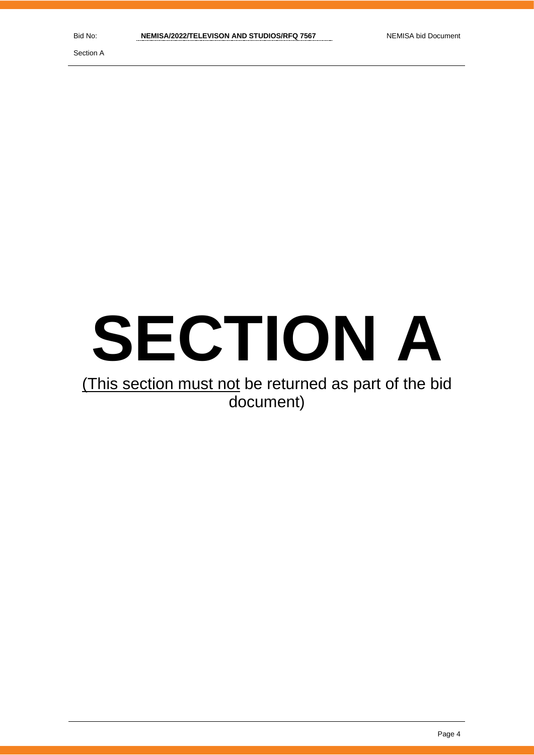# SECTION A

(This section must not be returned as part of the bid document)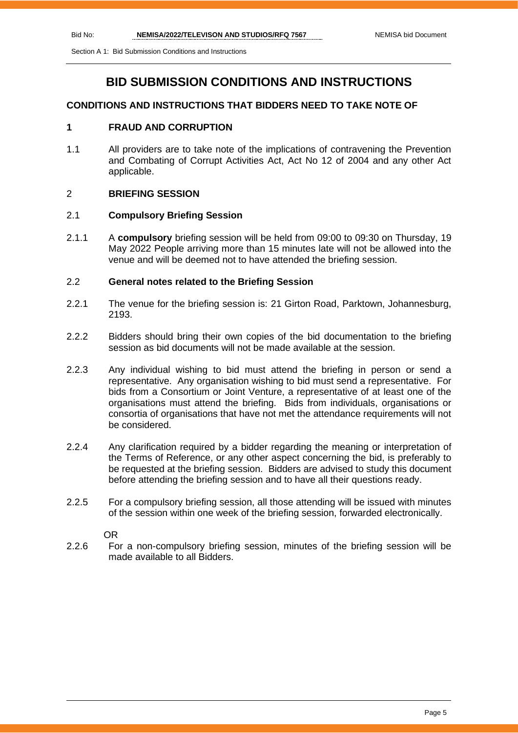# BID SUBMISSION CONDITIONS AND INSTRUCTIONS

## CONDITIONS AND INSTRUCTIONS THAT BIDDERS NEED TO TAKE NOTE OF

### 1 FRAUD AND CORRUPTION

1.1 All providers are to take note of the implications of contravening the Prevention and Combating of Corrupt Activities Act, Act No 12 of 2004 and any other Act applicable.

### 2 BRIEFING SESSION

#### 2.1 Compulsory Briefing Session

2.1.1 A **compulsory** briefing session will be held from 09:00 to 09:30 on Thursday, 19 May 2022 People arriving more than 15 minutes late will not be allowed into the venue and will be deemed not to have attended the briefing session.

#### 2.2 General notes related to the Briefing Session

2.2.1 The venue for the briefing session is: 21 Girton Road, Parktown, Johannesburg, 2193.

2.2.2 Bidders should bring their own copies of the bid documentation to the briefing session as bid documents will not be made available at the session.

2.2.3 Any individual wishing to bid must attend the briefing in person or send a representative. Any organisation wishing to bid must send a representative. For bids from a Consortium or Joint Venture, a representative of at least one of the organisations must attend the briefing. Bids from individuals, organisations or consortia of organisations that have not met the attendance requirements will not be considered.

2.2.4 Any clarification required by a bidder regarding the meaning or interpretation of the Terms of Reference, or any other aspect concerning the bid, is preferably to be requested at the briefing session. Bidders are advised to study this document before attending the briefing session and to have all their questions ready.

2.2.5 For a compulsory briefing session, all those attending will be issued with minutes of the session within one week of the briefing session, forwarded electronically.

OR

2.2.6 For a non-compulsory briefing session, minutes of the briefing session will be made available to all Bidders.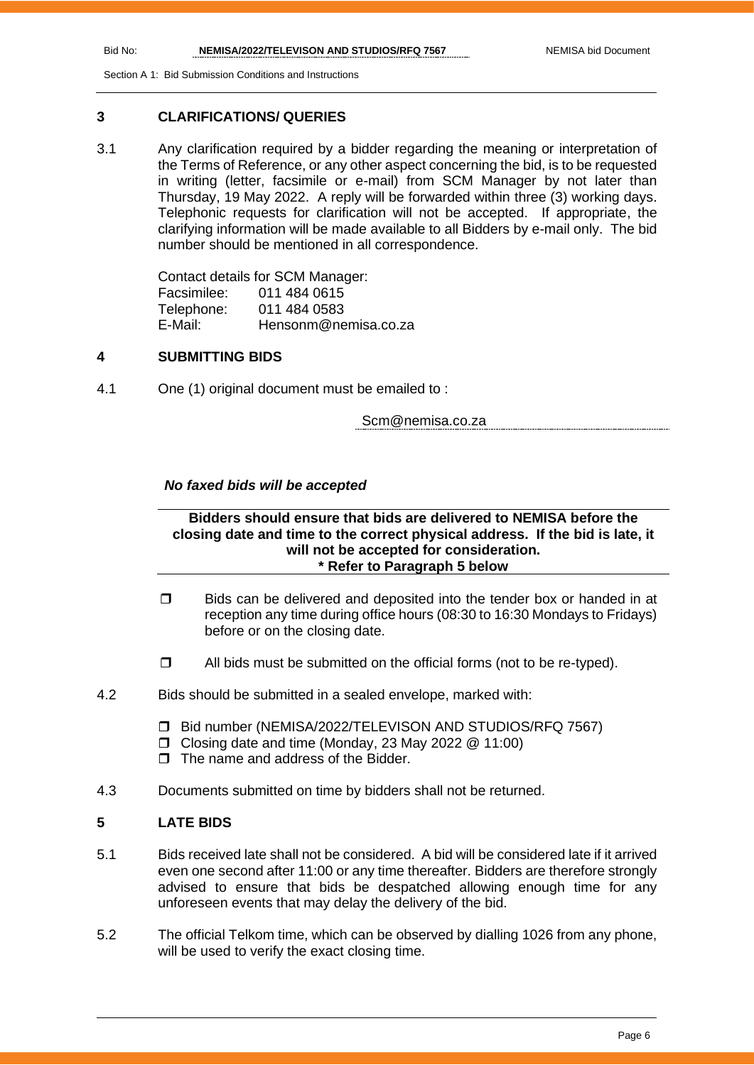## 3 CLARIFICATIONS/ QUERIES

3.1 Any clarification required by a bidder regarding the meaning or interpretation of the Terms of Reference, or any other aspect concerning the bid, is to be requested in writing (letter, facsimile or e-mail) from SCM Manager by not later than Thursday, 19 May 2022. A reply will be forwarded within three (3) working days. Telephonic requests for clarification will not be accepted. If appropriate, the clarifying information will be made available to all Bidders by e-mail only. The bid number should be mentioned in all correspondence.

Contact details for SCM Manager:
Facsimilee: 011 484 0615
Telephone: 011 484 0583
E-Mail: Hensonm@nemisa.co.za

## 4 SUBMITTING BIDS

4.1 One (1) original document must be emailed to :

Scm@nemisa.co.za

***No faxed bids will be accepted***

**Bidders should ensure that bids are delivered to NEMISA before the closing date and time to the correct physical address. If the bid is late, it will not be accepted for consideration.**
**\* Refer to Paragraph 5 below**

- Bids can be delivered and deposited into the tender box or handed in at reception any time during office hours (08:30 to 16:30 Mondays to Fridays) before or on the closing date.
- All bids must be submitted on the official forms (not to be re-typed).

4.2 Bids should be submitted in a sealed envelope, marked with:

- Bid number (NEMISA/2022/TELEVISON AND STUDIOS/RFQ 7567)
- Closing date and time (Monday, 23 May 2022 @ 11:00)
- The name and address of the Bidder.

4.3 Documents submitted on time by bidders shall not be returned.

## 5 LATE BIDS

5.1 Bids received late shall not be considered. A bid will be considered late if it arrived even one second after 11:00 or any time thereafter. Bidders are therefore strongly advised to ensure that bids be despatched allowing enough time for any unforeseen events that may delay the delivery of the bid.

5.2 The official Telkom time, which can be observed by dialling 1026 from any phone, will be used to verify the exact closing time.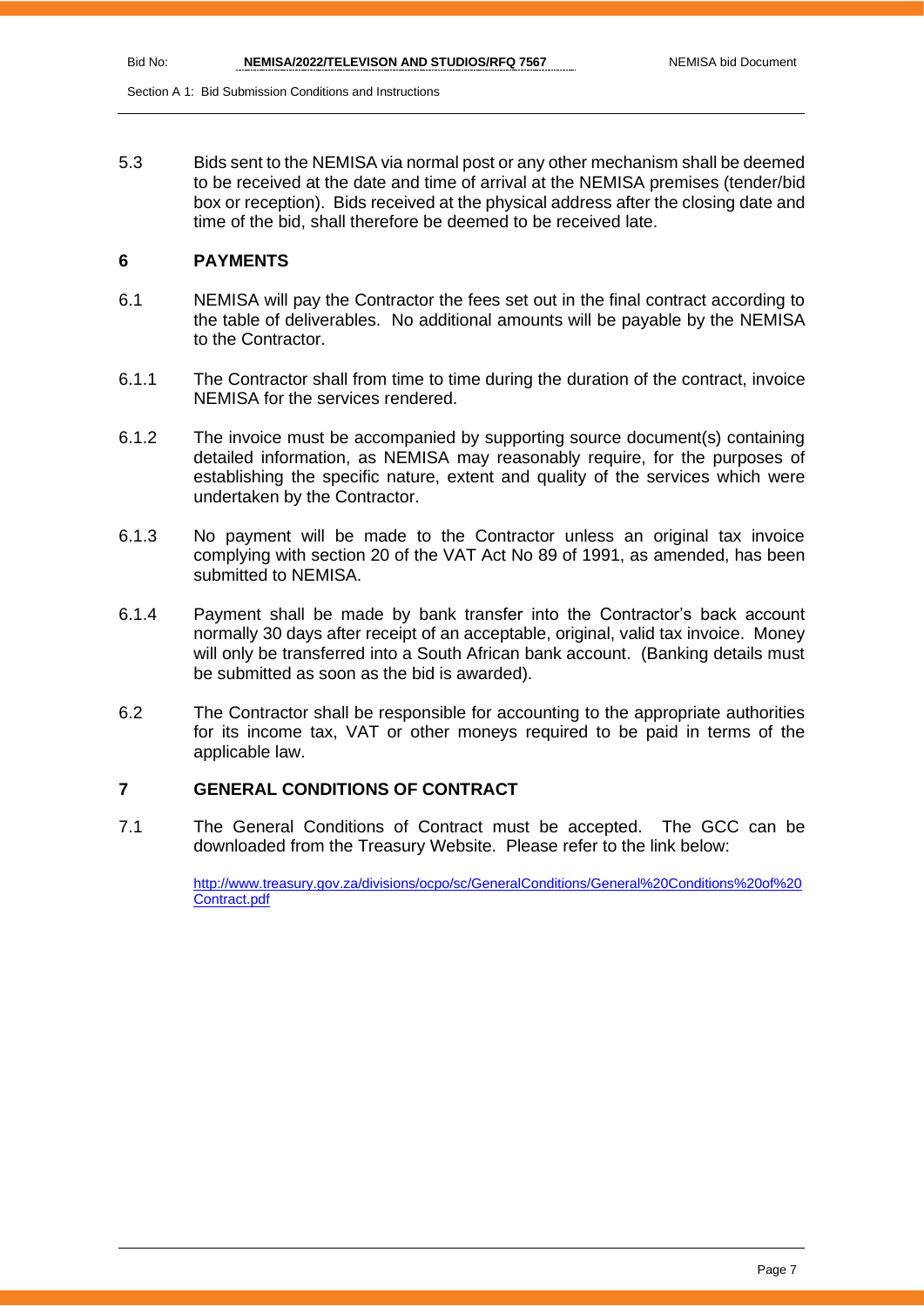5.3 Bids sent to the NEMISA via normal post or any other mechanism shall be deemed to be received at the date and time of arrival at the NEMISA premises (tender/bid box or reception). Bids received at the physical address after the closing date and time of the bid, shall therefore be deemed to be received late.

## 6 PAYMENTS

6.1 NEMISA will pay the Contractor the fees set out in the final contract according to the table of deliverables. No additional amounts will be payable by the NEMISA to the Contractor.

6.1.1 The Contractor shall from time to time during the duration of the contract, invoice NEMISA for the services rendered.

6.1.2 The invoice must be accompanied by supporting source document(s) containing detailed information, as NEMISA may reasonably require, for the purposes of establishing the specific nature, extent and quality of the services which were undertaken by the Contractor.

6.1.3 No payment will be made to the Contractor unless an original tax invoice complying with section 20 of the VAT Act No 89 of 1991, as amended, has been submitted to NEMISA.

6.1.4 Payment shall be made by bank transfer into the Contractor's back account normally 30 days after receipt of an acceptable, original, valid tax invoice. Money will only be transferred into a South African bank account. (Banking details must be submitted as soon as the bid is awarded).

6.2 The Contractor shall be responsible for accounting to the appropriate authorities for its income tax, VAT or other moneys required to be paid in terms of the applicable law.

## 7 GENERAL CONDITIONS OF CONTRACT

7.1 The General Conditions of Contract must be accepted. The GCC can be downloaded from the Treasury Website. Please refer to the link below:

http://www.treasury.gov.za/divisions/ocpo/sc/GeneralConditions/General%20Conditions%20of%20Contract.pdf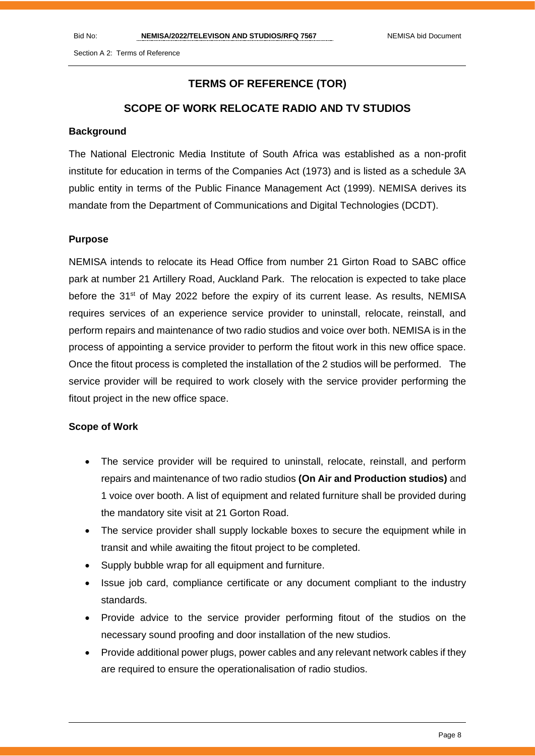# TERMS OF REFERENCE (TOR)

## SCOPE OF WORK RELOCATE RADIO AND TV STUDIOS

### Background

The National Electronic Media Institute of South Africa was established as a non-profit institute for education in terms of the Companies Act (1973) and is listed as a schedule 3A public entity in terms of the Public Finance Management Act (1999). NEMISA derives its mandate from the Department of Communications and Digital Technologies (DCDT).

### Purpose

NEMISA intends to relocate its Head Office from number 21 Girton Road to SABC office park at number 21 Artillery Road, Auckland Park. The relocation is expected to take place before the 31st of May 2022 before the expiry of its current lease. As results, NEMISA requires services of an experience service provider to uninstall, relocate, reinstall, and perform repairs and maintenance of two radio studios and voice over both. NEMISA is in the process of appointing a service provider to perform the fitout work in this new office space. Once the fitout process is completed the installation of the 2 studios will be performed. The service provider will be required to work closely with the service provider performing the fitout project in the new office space.

### Scope of Work

- The service provider will be required to uninstall, relocate, reinstall, and perform repairs and maintenance of two radio studios **(On Air and Production studios)** and 1 voice over booth. A list of equipment and related furniture shall be provided during the mandatory site visit at 21 Gorton Road.
- The service provider shall supply lockable boxes to secure the equipment while in transit and while awaiting the fitout project to be completed.
- Supply bubble wrap for all equipment and furniture.
- Issue job card, compliance certificate or any document compliant to the industry standards.
- Provide advice to the service provider performing fitout of the studios on the necessary sound proofing and door installation of the new studios.
- Provide additional power plugs, power cables and any relevant network cables if they are required to ensure the operationalisation of radio studios.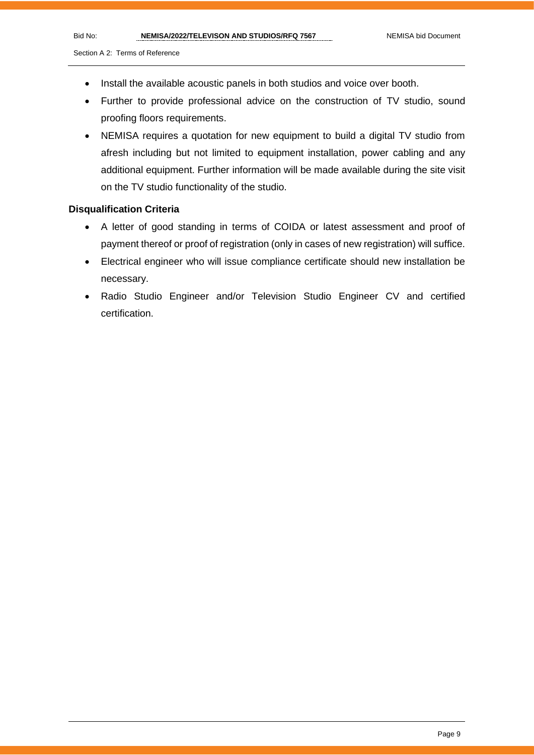- Install the available acoustic panels in both studios and voice over booth.
- Further to provide professional advice on the construction of TV studio, sound proofing floors requirements.
- NEMISA requires a quotation for new equipment to build a digital TV studio from afresh including but not limited to equipment installation, power cabling and any additional equipment. Further information will be made available during the site visit on the TV studio functionality of the studio.

**Disqualification Criteria**

- A letter of good standing in terms of COIDA or latest assessment and proof of payment thereof or proof of registration (only in cases of new registration) will suffice.
- Electrical engineer who will issue compliance certificate should new installation be necessary.
- Radio Studio Engineer and/or Television Studio Engineer CV and certified certification.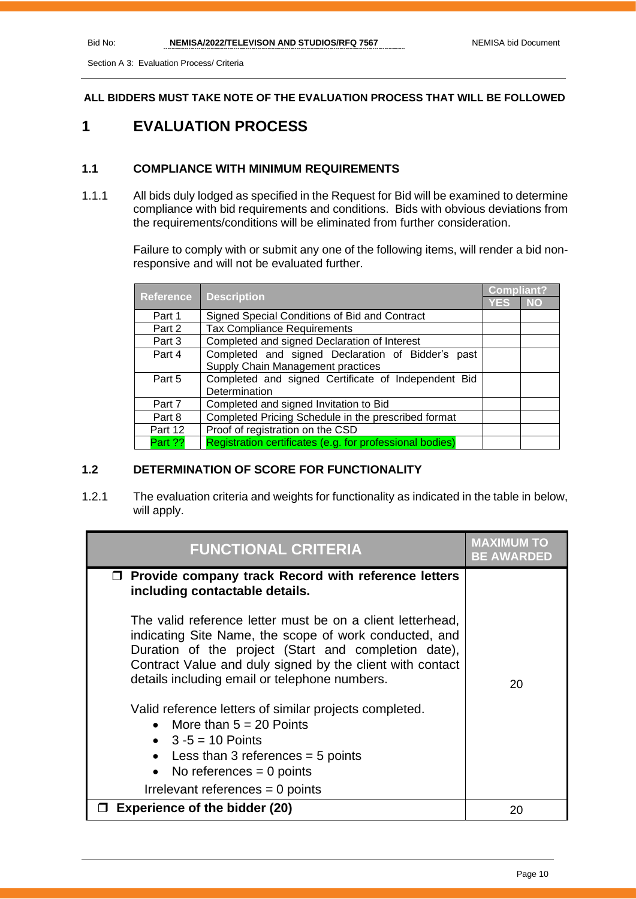**ALL BIDDERS MUST TAKE NOTE OF THE EVALUATION PROCESS THAT WILL BE FOLLOWED**

# 1 EVALUATION PROCESS

### 1.1 COMPLIANCE WITH MINIMUM REQUIREMENTS

1.1.1 All bids duly lodged as specified in the Request for Bid will be examined to determine compliance with bid requirements and conditions. Bids with obvious deviations from the requirements/conditions will be eliminated from further consideration.

Failure to comply with or submit any one of the following items, will render a bid non-responsive and will not be evaluated further.

| Reference | Description | Compliant? | |
|---|---|---|---|
| | | YES | NO |
| Part 1 | Signed Special Conditions of Bid and Contract | | |
| Part 2 | Tax Compliance Requirements | | |
| Part 3 | Completed and signed Declaration of Interest | | |
| Part 4 | Completed and signed Declaration of Bidder's past Supply Chain Management practices | | |
| Part 5 | Completed and signed Certificate of Independent Bid Determination | | |
| Part 7 | Completed and signed Invitation to Bid | | |
| Part 8 | Completed Pricing Schedule in the prescribed format | | |
| Part 12 | Proof of registration on the CSD | | |
| Part ?? | Registration certificates (e.g. for professional bodies) | | |

### 1.2 DETERMINATION OF SCORE FOR FUNCTIONALITY

1.2.1 The evaluation criteria and weights for functionality as indicated in the table in below, will apply.

| FUNCTIONAL CRITERIA | MAXIMUM TO BE AWARDED |
|---|---|
| ☐ **Provide company track Record with reference letters including contactable details.**<br><br>The valid reference letter must be on a client letterhead, indicating Site Name, the scope of work conducted, and Duration of the project (Start and completion date), Contract Value and duly signed by the client with contact details including email or telephone numbers.<br><br>Valid reference letters of similar projects completed.<br>• More than 5 = 20 Points<br>• 3 -5 = 10 Points<br>• Less than 3 references = 5 points<br>• No references = 0 points<br><br>Irrelevant references = 0 points | 20 |
| ☐ **Experience of the bidder (20)** | 20 |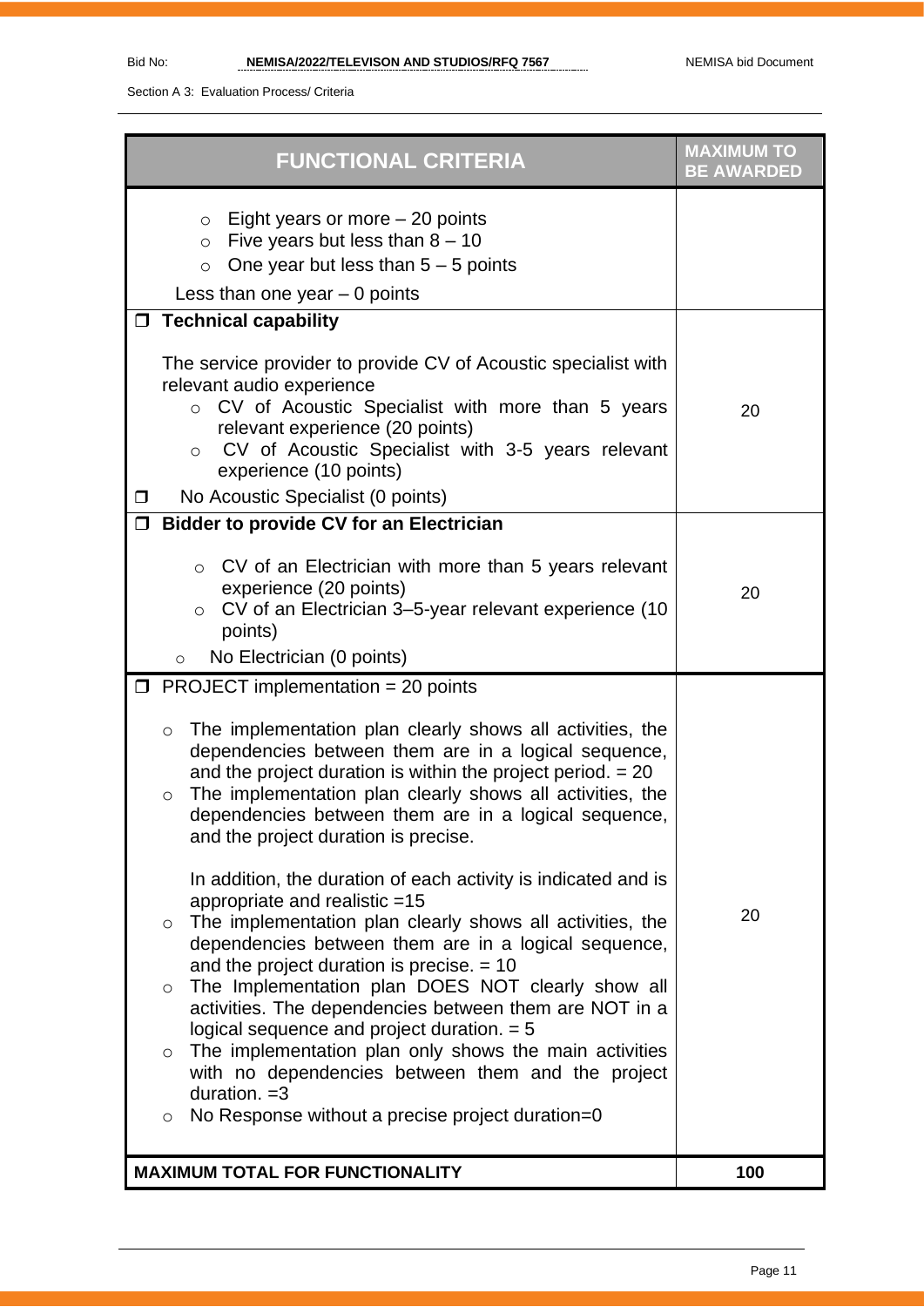Section A 3: Evaluation Process/ Criteria

| FUNCTIONAL CRITERIA | MAXIMUM TO BE AWARDED |
|---|---|
| ○ Eight years or more – 20 points<br>○ Five years but less than 8 – 10<br>○ One year but less than 5 – 5 points<br>Less than one year – 0 points | |
| ❒ **Technical capability**<br><br>The service provider to provide CV of Acoustic specialist with relevant audio experience<br>○ CV of Acoustic Specialist with more than 5 years relevant experience (20 points)<br>○ CV of Acoustic Specialist with 3-5 years relevant experience (10 points)<br>❒ No Acoustic Specialist (0 points) | 20 |
| ❒ **Bidder to provide CV for an Electrician**<br><br>○ CV of an Electrician with more than 5 years relevant experience (20 points)<br>○ CV of an Electrician 3–5-year relevant experience (10 points)<br>○ No Electrician (0 points) | 20 |
| ❒ PROJECT implementation = 20 points<br><br>○ The implementation plan clearly shows all activities, the dependencies between them are in a logical sequence, and the project duration is within the project period. = 20<br>○ The implementation plan clearly shows all activities, the dependencies between them are in a logical sequence, and the project duration is precise.<br><br>In addition, the duration of each activity is indicated and is appropriate and realistic =15<br>○ The implementation plan clearly shows all activities, the dependencies between them are in a logical sequence, and the project duration is precise. = 10<br>○ The Implementation plan DOES NOT clearly show all activities. The dependencies between them are NOT in a logical sequence and project duration. = 5<br>○ The implementation plan only shows the main activities with no dependencies between them and the project duration. =3<br>○ No Response without a precise project duration=0 | 20 |
| **MAXIMUM TOTAL FOR FUNCTIONALITY** | **100** |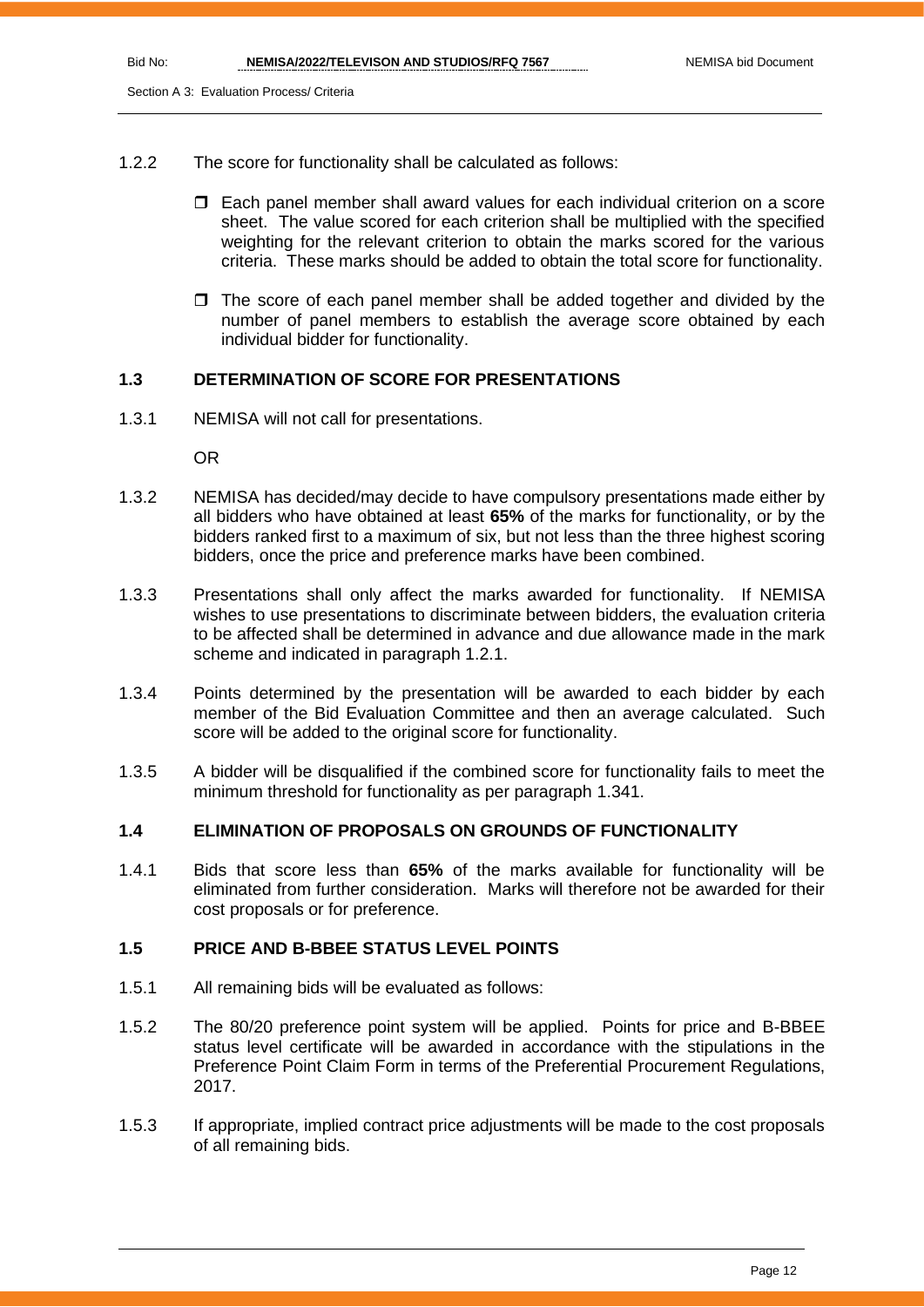1.2.2 The score for functionality shall be calculated as follows:

- Each panel member shall award values for each individual criterion on a score sheet. The value scored for each criterion shall be multiplied with the specified weighting for the relevant criterion to obtain the marks scored for the various criteria. These marks should be added to obtain the total score for functionality.
- The score of each panel member shall be added together and divided by the number of panel members to establish the average score obtained by each individual bidder for functionality.

### 1.3 DETERMINATION OF SCORE FOR PRESENTATIONS

1.3.1 NEMISA will not call for presentations.

OR

1.3.2 NEMISA has decided/may decide to have compulsory presentations made either by all bidders who have obtained at least **65%** of the marks for functionality, or by the bidders ranked first to a maximum of six, but not less than the three highest scoring bidders, once the price and preference marks have been combined.

1.3.3 Presentations shall only affect the marks awarded for functionality. If NEMISA wishes to use presentations to discriminate between bidders, the evaluation criteria to be affected shall be determined in advance and due allowance made in the mark scheme and indicated in paragraph 1.2.1.

1.3.4 Points determined by the presentation will be awarded to each bidder by each member of the Bid Evaluation Committee and then an average calculated. Such score will be added to the original score for functionality.

1.3.5 A bidder will be disqualified if the combined score for functionality fails to meet the minimum threshold for functionality as per paragraph 1.341.

### 1.4 ELIMINATION OF PROPOSALS ON GROUNDS OF FUNCTIONALITY

1.4.1 Bids that score less than **65%** of the marks available for functionality will be eliminated from further consideration. Marks will therefore not be awarded for their cost proposals or for preference.

### 1.5 PRICE AND B-BBEE STATUS LEVEL POINTS

1.5.1 All remaining bids will be evaluated as follows:

1.5.2 The 80/20 preference point system will be applied. Points for price and B-BBEE status level certificate will be awarded in accordance with the stipulations in the Preference Point Claim Form in terms of the Preferential Procurement Regulations, 2017.

1.5.3 If appropriate, implied contract price adjustments will be made to the cost proposals of all remaining bids.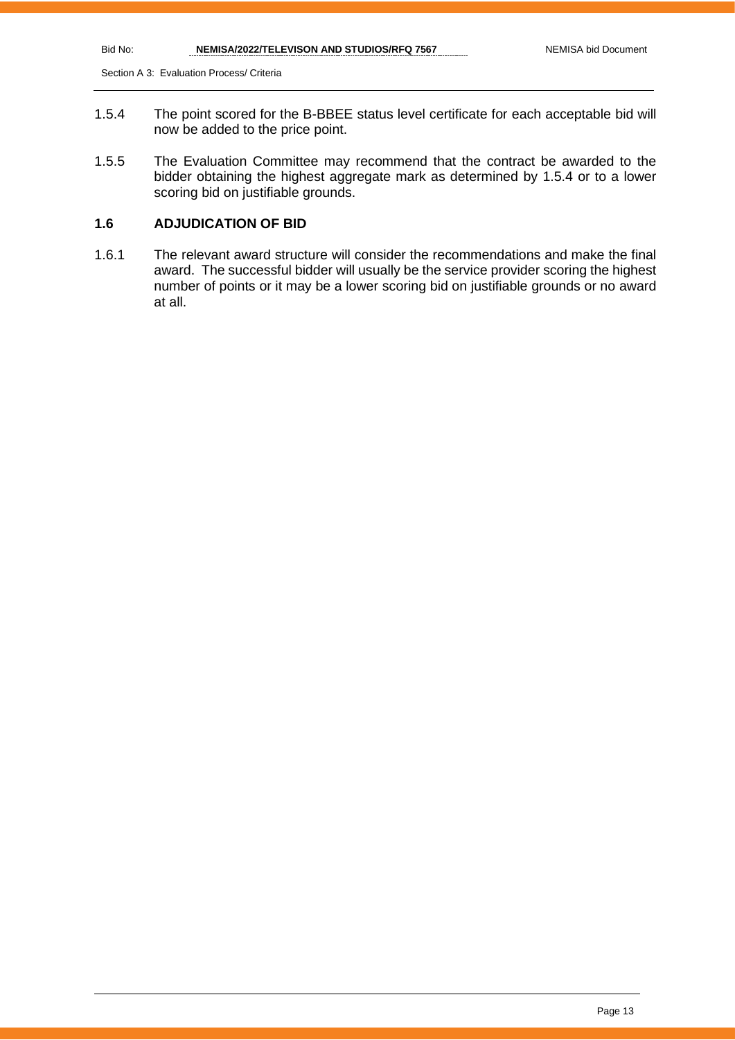1.5.4 The point scored for the B-BBEE status level certificate for each acceptable bid will now be added to the price point.

1.5.5 The Evaluation Committee may recommend that the contract be awarded to the bidder obtaining the highest aggregate mark as determined by 1.5.4 or to a lower scoring bid on justifiable grounds.

### 1.6 ADJUDICATION OF BID

1.6.1 The relevant award structure will consider the recommendations and make the final award. The successful bidder will usually be the service provider scoring the highest number of points or it may be a lower scoring bid on justifiable grounds or no award at all.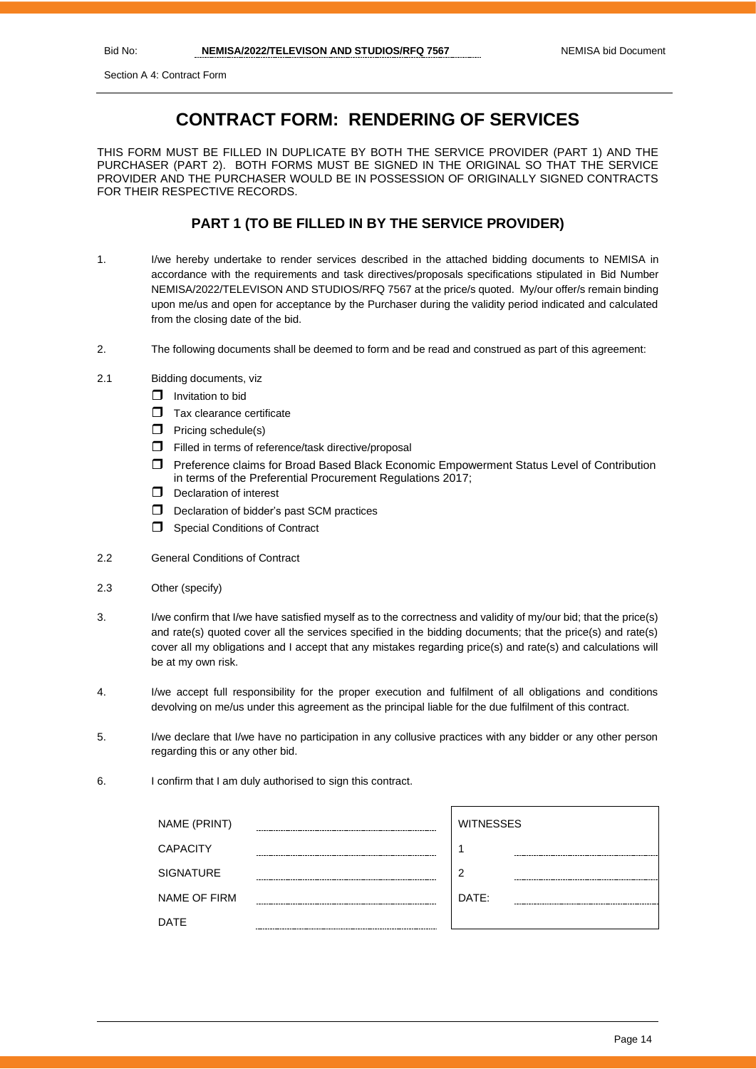Section A 4: Contract Form

# CONTRACT FORM: RENDERING OF SERVICES

THIS FORM MUST BE FILLED IN DUPLICATE BY BOTH THE SERVICE PROVIDER (PART 1) AND THE PURCHASER (PART 2). BOTH FORMS MUST BE SIGNED IN THE ORIGINAL SO THAT THE SERVICE PROVIDER AND THE PURCHASER WOULD BE IN POSSESSION OF ORIGINALLY SIGNED CONTRACTS FOR THEIR RESPECTIVE RECORDS.

## PART 1 (TO BE FILLED IN BY THE SERVICE PROVIDER)

1. I/we hereby undertake to render services described in the attached bidding documents to NEMISA in accordance with the requirements and task directives/proposals specifications stipulated in Bid Number NEMISA/2022/TELEVISON AND STUDIOS/RFQ 7567 at the price/s quoted. My/our offer/s remain binding upon me/us and open for acceptance by the Purchaser during the validity period indicated and calculated from the closing date of the bid.

2. The following documents shall be deemed to form and be read and construed as part of this agreement:

2.1 Bidding documents, viz
- ☐ Invitation to bid
- ☐ Tax clearance certificate
- ☐ Pricing schedule(s)
- ☐ Filled in terms of reference/task directive/proposal
- ☐ Preference claims for Broad Based Black Economic Empowerment Status Level of Contribution in terms of the Preferential Procurement Regulations 2017;
- ☐ Declaration of interest
- ☐ Declaration of bidder's past SCM practices
- ☐ Special Conditions of Contract

2.2 General Conditions of Contract

2.3 Other (specify)

3. I/we confirm that I/we have satisfied myself as to the correctness and validity of my/our bid; that the price(s) and rate(s) quoted cover all the services specified in the bidding documents; that the price(s) and rate(s) cover all my obligations and I accept that any mistakes regarding price(s) and rate(s) and calculations will be at my own risk.

4. I/we accept full responsibility for the proper execution and fulfilment of all obligations and conditions devolving on me/us under this agreement as the principal liable for the due fulfilment of this contract.

5. I/we declare that I/we have no participation in any collusive practices with any bidder or any other person regarding this or any other bid.

6. I confirm that I am duly authorised to sign this contract.

| | | | |
|---|---|---|---|
| NAME (PRINT) | ……………………………… | WITNESSES | |
| CAPACITY | ……………………………… | 1 | ……………………………… |
| SIGNATURE | ……………………………… | 2 | ……………………………… |
| NAME OF FIRM | ……………………………… | DATE: | ……………………………… |
| DATE | ……………………………… | | |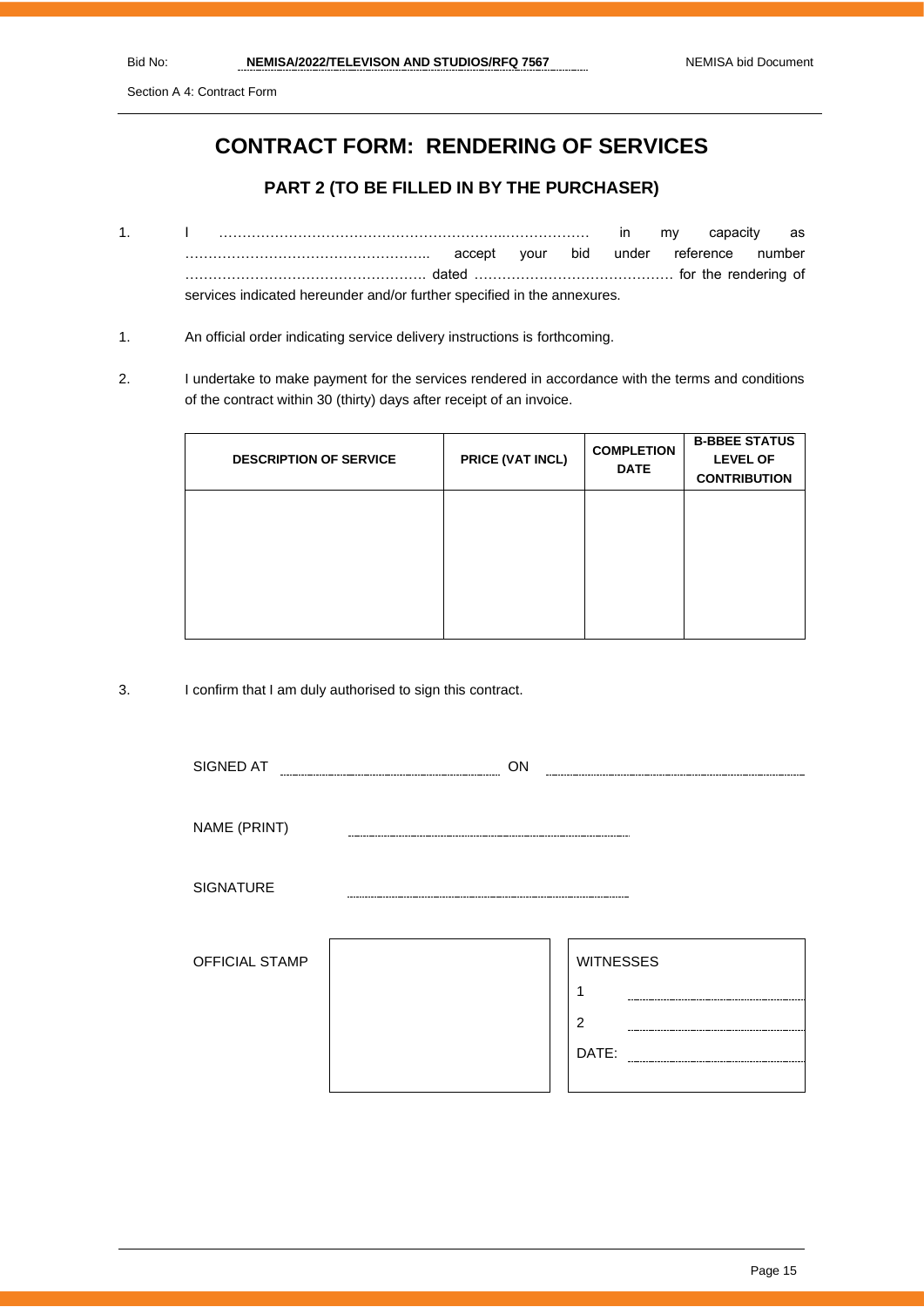# CONTRACT FORM: RENDERING OF SERVICES

## PART 2 (TO BE FILLED IN BY THE PURCHASER)

1. I ……………………………………………………..……………… in my capacity as …………………………………………….. accept your bid under reference number ……………………………………………. dated ……………………………………. for the rendering of services indicated hereunder and/or further specified in the annexures.

1. An official order indicating service delivery instructions is forthcoming.

2. I undertake to make payment for the services rendered in accordance with the terms and conditions of the contract within 30 (thirty) days after receipt of an invoice.

| DESCRIPTION OF SERVICE | PRICE (VAT INCL) | COMPLETION DATE | B-BBEE STATUS LEVEL OF CONTRIBUTION |
|---|---|---|---|
| | | | |

3. I confirm that I am duly authorised to sign this contract.

SIGNED AT ………………………… ON …………………………

NAME (PRINT) …………………………

SIGNATURE …………………………

| OFFICIAL STAMP | | WITNESSES |
|---|---|---|
| | | 1 ………………………… |
| | | 2 ………………………… |
| | | DATE: ………………………… |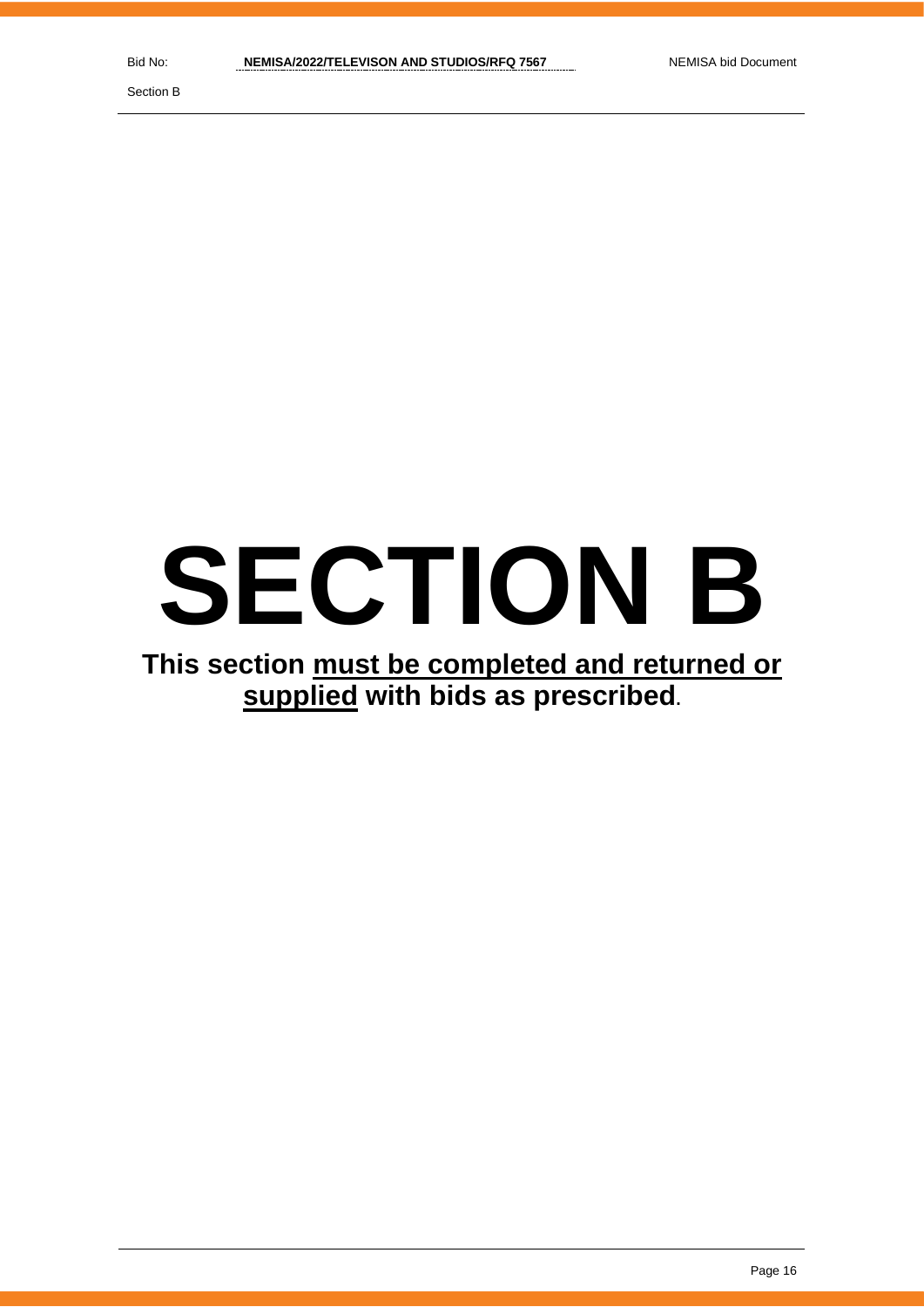# SECTION B

**This section must be completed and returned or supplied with bids as prescribed.**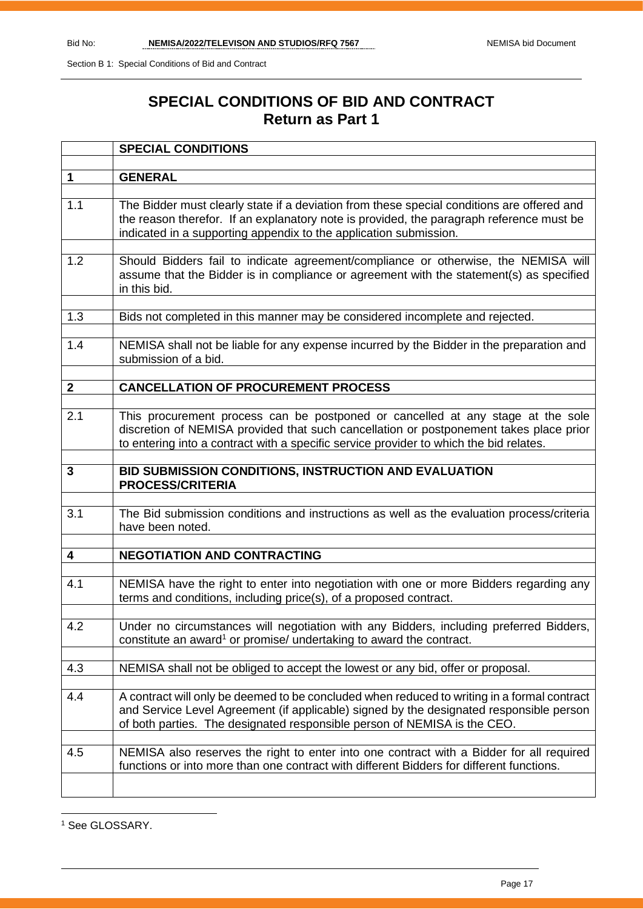# SPECIAL CONDITIONS OF BID AND CONTRACT
## Return as Part 1

| | **SPECIAL CONDITIONS** |
|---|---|
| | |
| **1** | **GENERAL** |
| | |
| 1.1 | The Bidder must clearly state if a deviation from these special conditions are offered and the reason therefor. If an explanatory note is provided, the paragraph reference must be indicated in a supporting appendix to the application submission. |
| | |
| 1.2 | Should Bidders fail to indicate agreement/compliance or otherwise, the NEMISA will assume that the Bidder is in compliance or agreement with the statement(s) as specified in this bid. |
| | |
| 1.3 | Bids not completed in this manner may be considered incomplete and rejected. |
| | |
| 1.4 | NEMISA shall not be liable for any expense incurred by the Bidder in the preparation and submission of a bid. |
| | |
| **2** | **CANCELLATION OF PROCUREMENT PROCESS** |
| | |
| 2.1 | This procurement process can be postponed or cancelled at any stage at the sole discretion of NEMISA provided that such cancellation or postponement takes place prior to entering into a contract with a specific service provider to which the bid relates. |
| | |
| **3** | **BID SUBMISSION CONDITIONS, INSTRUCTION AND EVALUATION PROCESS/CRITERIA** |
| | |
| 3.1 | The Bid submission conditions and instructions as well as the evaluation process/criteria have been noted. |
| | |
| **4** | **NEGOTIATION AND CONTRACTING** |
| | |
| 4.1 | NEMISA have the right to enter into negotiation with one or more Bidders regarding any terms and conditions, including price(s), of a proposed contract. |
| | |
| 4.2 | Under no circumstances will negotiation with any Bidders, including preferred Bidders, constitute an award[1] or promise/ undertaking to award the contract. |
| | |
| 4.3 | NEMISA shall not be obliged to accept the lowest or any bid, offer or proposal. |
| | |
| 4.4 | A contract will only be deemed to be concluded when reduced to writing in a formal contract and Service Level Agreement (if applicable) signed by the designated responsible person of both parties. The designated responsible person of NEMISA is the CEO. |
| | |
| 4.5 | NEMISA also reserves the right to enter into one contract with a Bidder for all required functions or into more than one contract with different Bidders for different functions. |
| | |

[1] See GLOSSARY.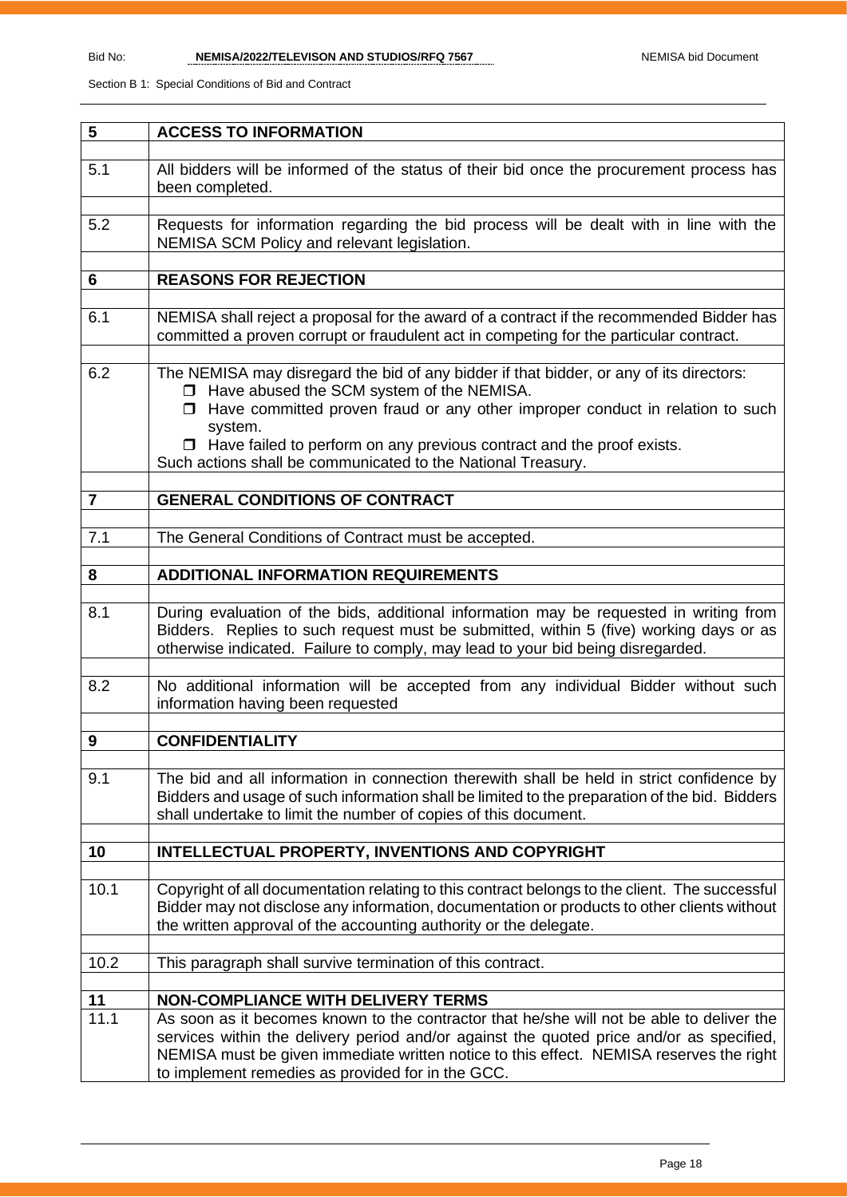| 5 | **ACCESS TO INFORMATION** |
|---|---|
| | |
| 5.1 | All bidders will be informed of the status of their bid once the procurement process has been completed. |
| | |
| 5.2 | Requests for information regarding the bid process will be dealt with in line with the NEMISA SCM Policy and relevant legislation. |
| | |
| **6** | **REASONS FOR REJECTION** |
| | |
| 6.1 | NEMISA shall reject a proposal for the award of a contract if the recommended Bidder has committed a proven corrupt or fraudulent act in competing for the particular contract. |
| | |
| 6.2 | The NEMISA may disregard the bid of any bidder if that bidder, or any of its directors:<br>❒ Have abused the SCM system of the NEMISA.<br>❒ Have committed proven fraud or any other improper conduct in relation to such system.<br>❒ Have failed to perform on any previous contract and the proof exists.<br>Such actions shall be communicated to the National Treasury. |
| | |
| **7** | **GENERAL CONDITIONS OF CONTRACT** |
| | |
| 7.1 | The General Conditions of Contract must be accepted. |
| | |
| **8** | **ADDITIONAL INFORMATION REQUIREMENTS** |
| | |
| 8.1 | During evaluation of the bids, additional information may be requested in writing from Bidders. Replies to such request must be submitted, within 5 (five) working days or as otherwise indicated. Failure to comply, may lead to your bid being disregarded. |
| | |
| 8.2 | No additional information will be accepted from any individual Bidder without such information having been requested |
| | |
| **9** | **CONFIDENTIALITY** |
| | |
| 9.1 | The bid and all information in connection therewith shall be held in strict confidence by Bidders and usage of such information shall be limited to the preparation of the bid. Bidders shall undertake to limit the number of copies of this document. |
| | |
| **10** | **INTELLECTUAL PROPERTY, INVENTIONS AND COPYRIGHT** |
| | |
| 10.1 | Copyright of all documentation relating to this contract belongs to the client. The successful Bidder may not disclose any information, documentation or products to other clients without the written approval of the accounting authority or the delegate. |
| | |
| 10.2 | This paragraph shall survive termination of this contract. |
| | |
| **11** | **NON-COMPLIANCE WITH DELIVERY TERMS** |
| 11.1 | As soon as it becomes known to the contractor that he/she will not be able to deliver the services within the delivery period and/or against the quoted price and/or as specified, NEMISA must be given immediate written notice to this effect. NEMISA reserves the right to implement remedies as provided for in the GCC. |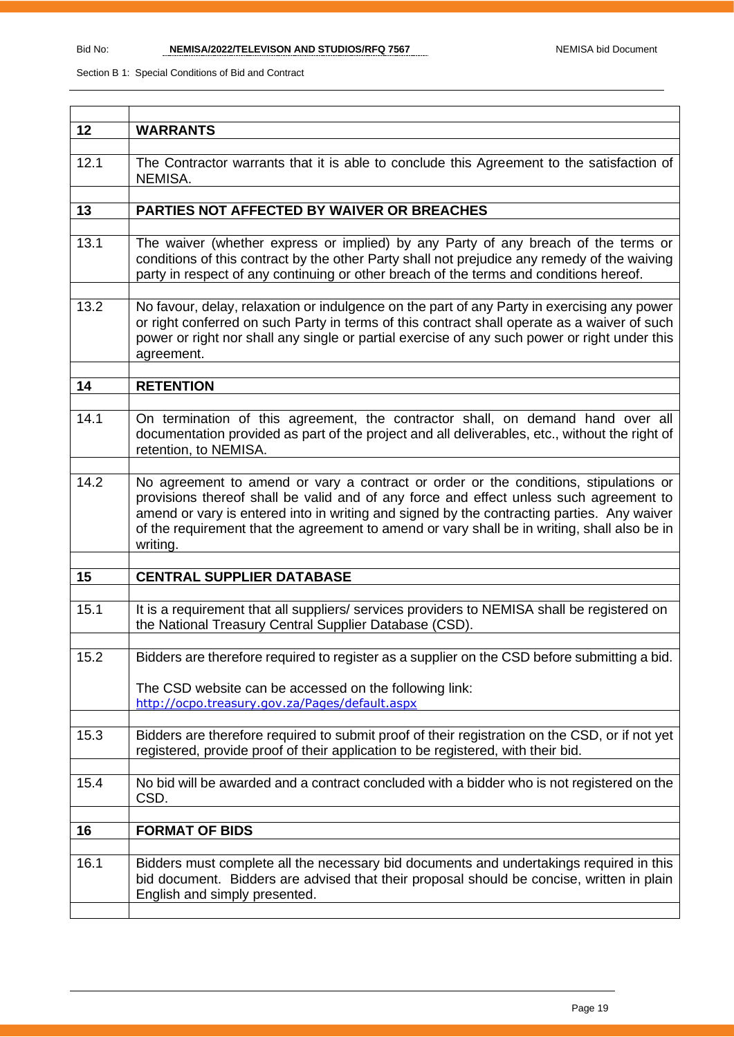Section B 1: Special Conditions of Bid and Contract

| | |
|---|---|
| **12** | **WARRANTS** |
| 12.1 | The Contractor warrants that it is able to conclude this Agreement to the satisfaction of NEMISA. |
| **13** | **PARTIES NOT AFFECTED BY WAIVER OR BREACHES** |
| 13.1 | The waiver (whether express or implied) by any Party of any breach of the terms or conditions of this contract by the other Party shall not prejudice any remedy of the waiving party in respect of any continuing or other breach of the terms and conditions hereof. |
| 13.2 | No favour, delay, relaxation or indulgence on the part of any Party in exercising any power or right conferred on such Party in terms of this contract shall operate as a waiver of such power or right nor shall any single or partial exercise of any such power or right under this agreement. |
| **14** | **RETENTION** |
| 14.1 | On termination of this agreement, the contractor shall, on demand hand over all documentation provided as part of the project and all deliverables, etc., without the right of retention, to NEMISA. |
| 14.2 | No agreement to amend or vary a contract or order or the conditions, stipulations or provisions thereof shall be valid and of any force and effect unless such agreement to amend or vary is entered into in writing and signed by the contracting parties. Any waiver of the requirement that the agreement to amend or vary shall be in writing, shall also be in writing. |
| **15** | **CENTRAL SUPPLIER DATABASE** |
| 15.1 | It is a requirement that all suppliers/ services providers to NEMISA shall be registered on the National Treasury Central Supplier Database (CSD). |
| 15.2 | Bidders are therefore required to register as a supplier on the CSD before submitting a bid.<br><br>The CSD website can be accessed on the following link:<br>http://ocpo.treasury.gov.za/Pages/default.aspx |
| 15.3 | Bidders are therefore required to submit proof of their registration on the CSD, or if not yet registered, provide proof of their application to be registered, with their bid. |
| 15.4 | No bid will be awarded and a contract concluded with a bidder who is not registered on the CSD. |
| **16** | **FORMAT OF BIDS** |
| 16.1 | Bidders must complete all the necessary bid documents and undertakings required in this bid document. Bidders are advised that their proposal should be concise, written in plain English and simply presented. |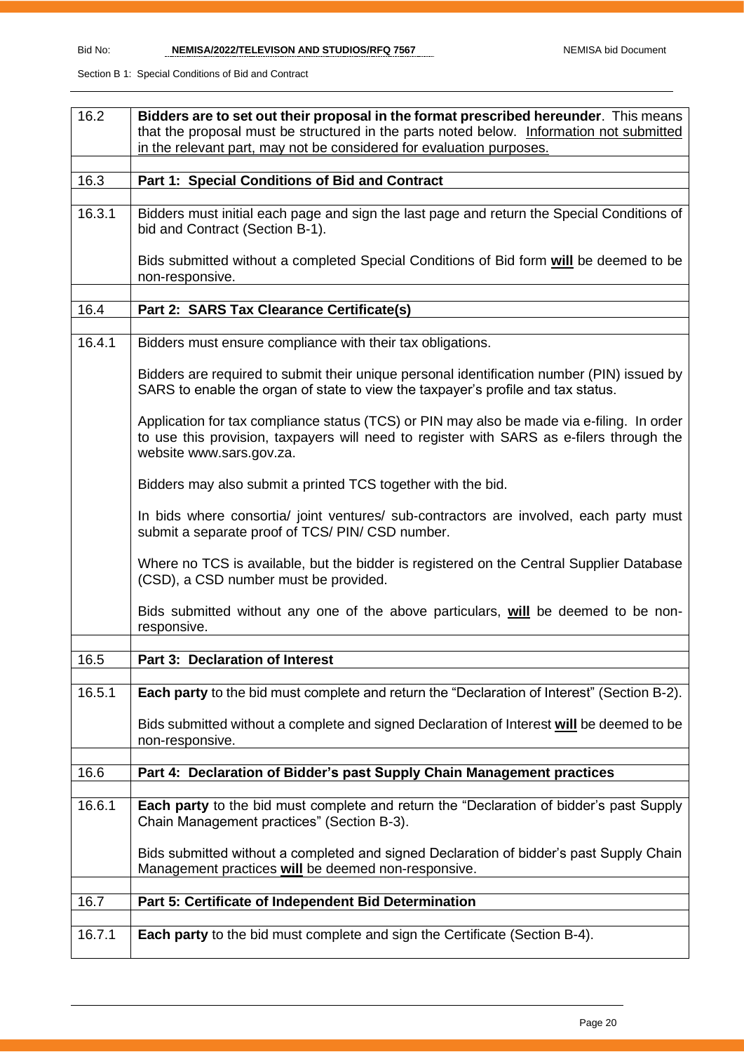| 16.2 | **Bidders are to set out their proposal in the format prescribed hereunder**. This means that the proposal must be structured in the parts noted below. <u>Information not submitted in the relevant part, may not be considered for evaluation purposes.</u> |
|---|---|
| | |
| 16.3 | **Part 1: Special Conditions of Bid and Contract** |
| | |
| 16.3.1 | Bidders must initial each page and sign the last page and return the Special Conditions of bid and Contract (Section B-1).<br><br>Bids submitted without a completed Special Conditions of Bid form **<u>will</u>** be deemed to be non-responsive. |
| | |
| 16.4 | **Part 2: SARS Tax Clearance Certificate(s)** |
| | |
| 16.4.1 | Bidders must ensure compliance with their tax obligations.<br><br>Bidders are required to submit their unique personal identification number (PIN) issued by SARS to enable the organ of state to view the taxpayer's profile and tax status.<br><br>Application for tax compliance status (TCS) or PIN may also be made via e-filing. In order to use this provision, taxpayers will need to register with SARS as e-filers through the website www.sars.gov.za.<br><br>Bidders may also submit a printed TCS together with the bid.<br><br>In bids where consortia/ joint ventures/ sub-contractors are involved, each party must submit a separate proof of TCS/ PIN/ CSD number.<br><br>Where no TCS is available, but the bidder is registered on the Central Supplier Database (CSD), a CSD number must be provided.<br><br>Bids submitted without any one of the above particulars, **<u>will</u>** be deemed to be non-responsive. |
| | |
| 16.5 | **Part 3: Declaration of Interest** |
| | |
| 16.5.1 | **Each party** to the bid must complete and return the "Declaration of Interest" (Section B-2).<br><br>Bids submitted without a complete and signed Declaration of Interest **<u>will</u>** be deemed to be non-responsive. |
| | |
| 16.6 | **Part 4: Declaration of Bidder's past Supply Chain Management practices** |
| | |
| 16.6.1 | **Each party** to the bid must complete and return the "Declaration of bidder's past Supply Chain Management practices" (Section B-3).<br><br>Bids submitted without a completed and signed Declaration of bidder's past Supply Chain Management practices **<u>will</u>** be deemed non-responsive. |
| | |
| 16.7 | **Part 5: Certificate of Independent Bid Determination** |
| | |
| 16.7.1 | **Each party** to the bid must complete and sign the Certificate (Section B-4). |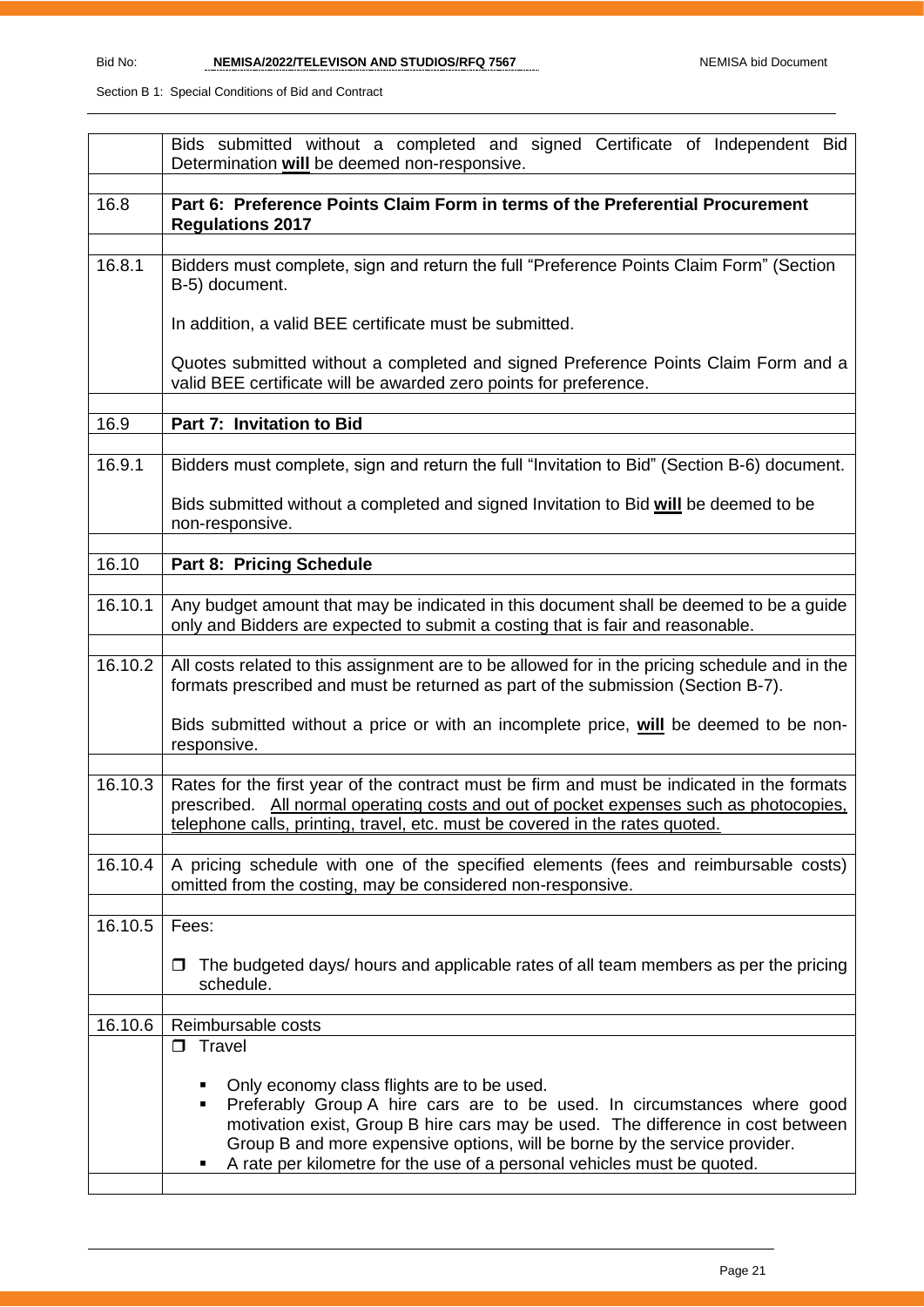| | |
|---|---|
| | Bids submitted without a completed and signed Certificate of Independent Bid Determination **will** be deemed non-responsive. |
| | |
| 16.8 | **Part 6: Preference Points Claim Form in terms of the Preferential Procurement Regulations 2017** |
| | |
| 16.8.1 | Bidders must complete, sign and return the full "Preference Points Claim Form" (Section B-5) document.<br><br>In addition, a valid BEE certificate must be submitted.<br><br>Quotes submitted without a completed and signed Preference Points Claim Form and a valid BEE certificate will be awarded zero points for preference. |
| | |
| 16.9 | **Part 7: Invitation to Bid** |
| | |
| 16.9.1 | Bidders must complete, sign and return the full "Invitation to Bid" (Section B-6) document.<br><br>Bids submitted without a completed and signed Invitation to Bid **will** be deemed to be non-responsive. |
| | |
| 16.10 | **Part 8: Pricing Schedule** |
| | |
| 16.10.1 | Any budget amount that may be indicated in this document shall be deemed to be a guide only and Bidders are expected to submit a costing that is fair and reasonable. |
| | |
| 16.10.2 | All costs related to this assignment are to be allowed for in the pricing schedule and in the formats prescribed and must be returned as part of the submission (Section B-7).<br><br>Bids submitted without a price or with an incomplete price, **will** be deemed to be non-responsive. |
| | |
| 16.10.3 | Rates for the first year of the contract must be firm and must be indicated in the formats prescribed. <u>All normal operating costs and out of pocket expenses such as photocopies, telephone calls, printing, travel, etc. must be covered in the rates quoted.</u> |
| | |
| 16.10.4 | A pricing schedule with one of the specified elements (fees and reimbursable costs) omitted from the costing, may be considered non-responsive. |
| | |
| 16.10.5 | Fees:<br><br>❒ The budgeted days/ hours and applicable rates of all team members as per the pricing schedule. |
| | |
| 16.10.6 | Reimbursable costs |
| | ❒ Travel<br><br>▪ Only economy class flights are to be used.<br>▪ Preferably Group A hire cars are to be used. In circumstances where good motivation exist, Group B hire cars may be used. The difference in cost between Group B and more expensive options, will be borne by the service provider.<br>▪ A rate per kilometre for the use of a personal vehicles must be quoted. |
| | |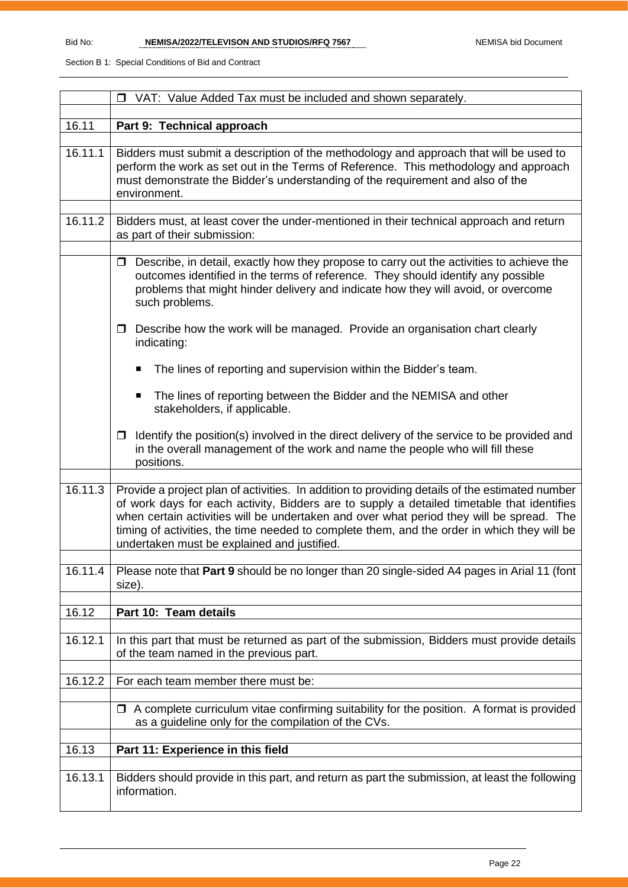| | |
|---|---|
| | ❒ VAT: Value Added Tax must be included and shown separately. |
| | |
| 16.11 | **Part 9: Technical approach** |
| | |
| 16.11.1 | Bidders must submit a description of the methodology and approach that will be used to perform the work as set out in the Terms of Reference. This methodology and approach must demonstrate the Bidder's understanding of the requirement and also of the environment. |
| | |
| 16.11.2 | Bidders must, at least cover the under-mentioned in their technical approach and return as part of their submission: |
| | |
| | ❒ Describe, in detail, exactly how they propose to carry out the activities to achieve the outcomes identified in the terms of reference. They should identify any possible problems that might hinder delivery and indicate how they will avoid, or overcome such problems.<br><br>❒ Describe how the work will be managed. Provide an organisation chart clearly indicating:<br><br>■ The lines of reporting and supervision within the Bidder's team.<br><br>■ The lines of reporting between the Bidder and the NEMISA and other stakeholders, if applicable.<br><br>❒ Identify the position(s) involved in the direct delivery of the service to be provided and in the overall management of the work and name the people who will fill these positions. |
| | |
| 16.11.3 | Provide a project plan of activities. In addition to providing details of the estimated number of work days for each activity, Bidders are to supply a detailed timetable that identifies when certain activities will be undertaken and over what period they will be spread. The timing of activities, the time needed to complete them, and the order in which they will be undertaken must be explained and justified. |
| | |
| 16.11.4 | Please note that **Part 9** should be no longer than 20 single-sided A4 pages in Arial 11 (font size). |
| | |
| 16.12 | **Part 10: Team details** |
| | |
| 16.12.1 | In this part that must be returned as part of the submission, Bidders must provide details of the team named in the previous part. |
| | |
| 16.12.2 | For each team member there must be: |
| | |
| | ❒ A complete curriculum vitae confirming suitability for the position. A format is provided as a guideline only for the compilation of the CVs. |
| | |
| 16.13 | **Part 11: Experience in this field** |
| | |
| 16.13.1 | Bidders should provide in this part, and return as part the submission, at least the following information. |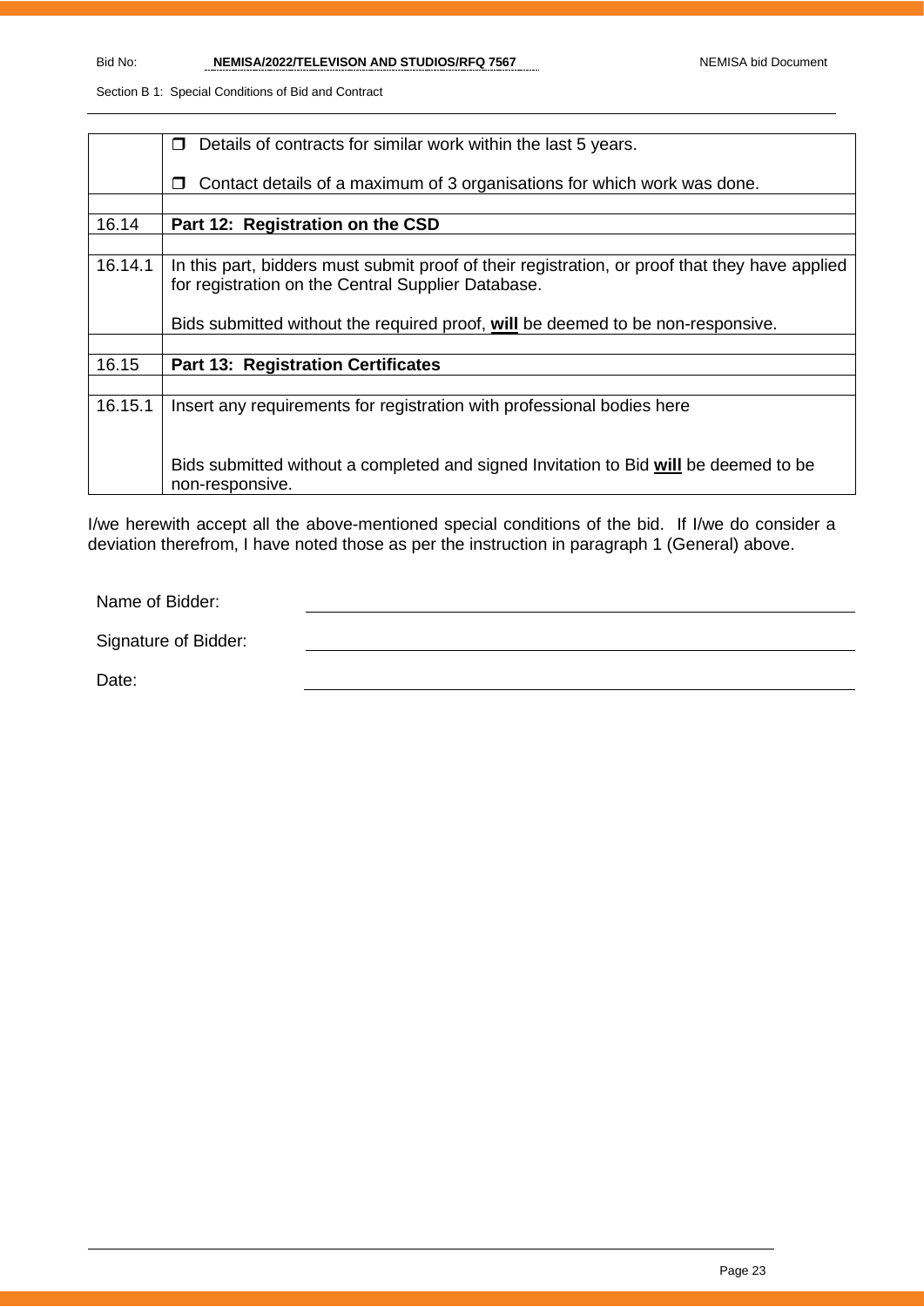|  |  |
|---|---|
|  | ❒ Details of contracts for similar work within the last 5 years.<br><br>❒ Contact details of a maximum of 3 organisations for which work was done. |
|  |  |
| 16.14 | **Part 12: Registration on the CSD** |
|  |  |
| 16.14.1 | In this part, bidders must submit proof of their registration, or proof that they have applied for registration on the Central Supplier Database.<br><br>Bids submitted without the required proof, **will** be deemed to be non-responsive. |
|  |  |
| 16.15 | **Part 13: Registration Certificates** |
|  |  |
| 16.15.1 | Insert any requirements for registration with professional bodies here<br><br><br>Bids submitted without a completed and signed Invitation to Bid **will** be deemed to be non-responsive. |

I/we herewith accept all the above-mentioned special conditions of the bid. If I/we do consider a deviation therefrom, I have noted those as per the instruction in paragraph 1 (General) above.

Name of Bidder: ______________________________

Signature of Bidder: ______________________________

Date: ______________________________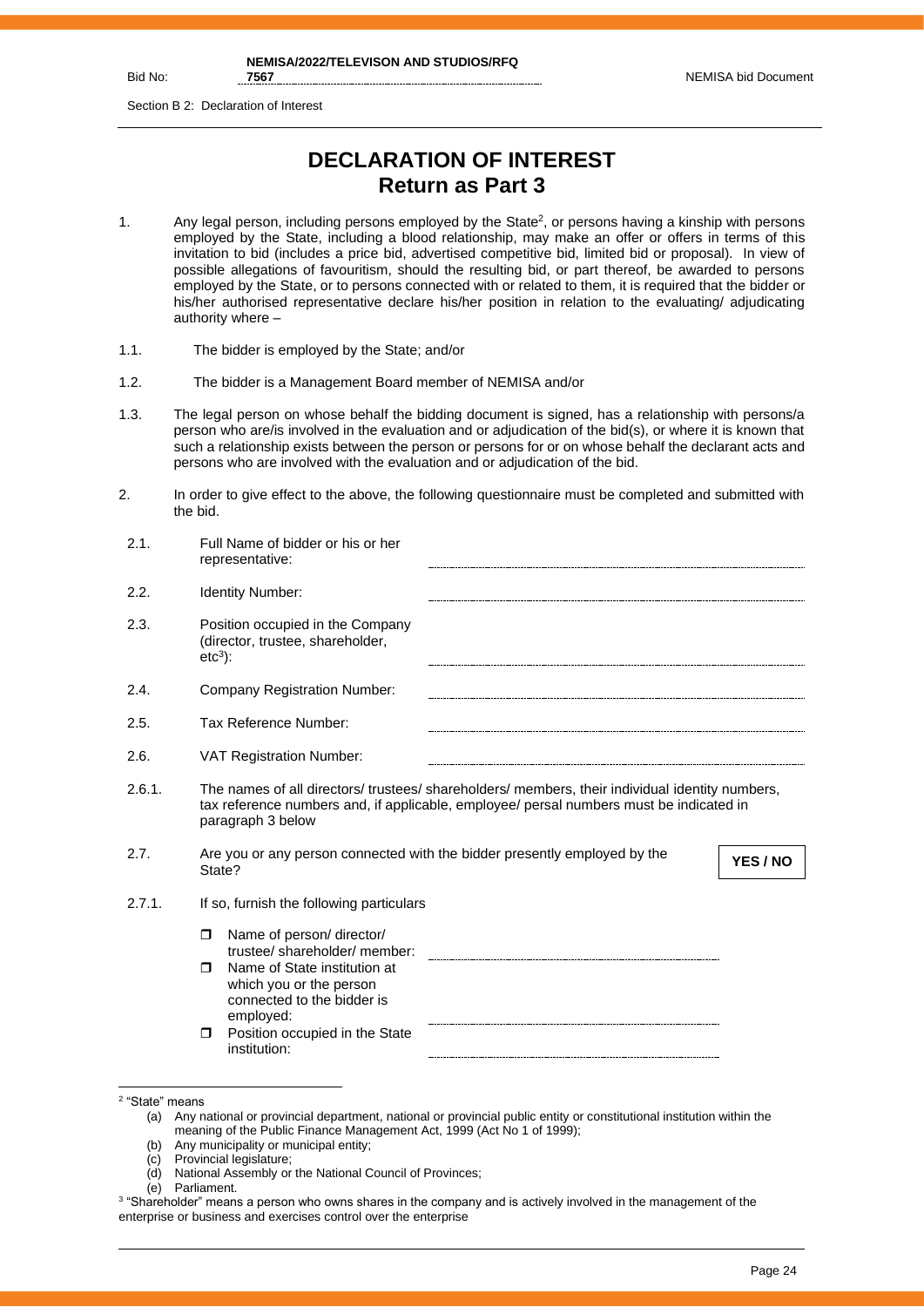Section B 2: Declaration of Interest

# DECLARATION OF INTEREST
## Return as Part 3

1. Any legal person, including persons employed by the State[2], or persons having a kinship with persons employed by the State, including a blood relationship, may make an offer or offers in terms of this invitation to bid (includes a price bid, advertised competitive bid, limited bid or proposal). In view of possible allegations of favouritism, should the resulting bid, or part thereof, be awarded to persons employed by the State, or to persons connected with or related to them, it is required that the bidder or his/her authorised representative declare his/her position in relation to the evaluating/ adjudicating authority where –

1.1. The bidder is employed by the State; and/or

1.2. The bidder is a Management Board member of NEMISA and/or

1.3. The legal person on whose behalf the bidding document is signed, has a relationship with persons/a person who are/is involved in the evaluation and or adjudication of the bid(s), or where it is known that such a relationship exists between the person or persons for or on whose behalf the declarant acts and persons who are involved with the evaluation and or adjudication of the bid.

2. In order to give effect to the above, the following questionnaire must be completed and submitted with the bid.

2.1. Full Name of bidder or his or her representative: ........................................

2.2. Identity Number: ........................................

2.3. Position occupied in the Company (director, trustee, shareholder, etc[3]): ........................................

2.4. Company Registration Number: ........................................

2.5. Tax Reference Number: ........................................

2.6. VAT Registration Number: ........................................

2.6.1. The names of all directors/ trustees/ shareholders/ members, their individual identity numbers, tax reference numbers and, if applicable, employee/ persal numbers must be indicated in paragraph 3 below

2.7. Are you or any person connected with the bidder presently employed by the State? **YES / NO**

2.7.1. If so, furnish the following particulars

- ☐ Name of person/ director/ trustee/ shareholder/ member: ........................................
- ☐ Name of State institution at which you or the person connected to the bidder is employed: ........................................
- ☐ Position occupied in the State institution: ........................................

---

[2] "State" means
(a) Any national or provincial department, national or provincial public entity or constitutional institution within the meaning of the Public Finance Management Act, 1999 (Act No 1 of 1999);
(b) Any municipality or municipal entity;
(c) Provincial legislature;
(d) National Assembly or the National Council of Provinces;
(e) Parliament.

[3] "Shareholder" means a person who owns shares in the company and is actively involved in the management of the enterprise or business and exercises control over the enterprise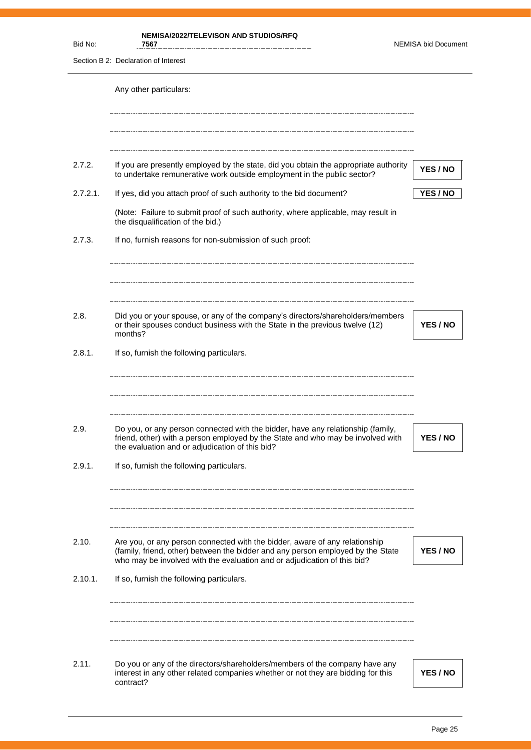Any other particulars:

.......................................................................................................................................................

.......................................................................................................................................................

.......................................................................................................................................................

| | | |
|---|---|---|
| 2.7.2. | If you are presently employed by the state, did you obtain the appropriate authority to undertake remunerative work outside employment in the public sector? | **YES / NO** |
| 2.7.2.1. | If yes, did you attach proof of such authority to the bid document? | **YES / NO** |

(Note: Failure to submit proof of such authority, where applicable, may result in the disqualification of the bid.)

2.7.3. If no, furnish reasons for non-submission of such proof:

.......................................................................................................................................................

.......................................................................................................................................................

.......................................................................................................................................................

| | | |
|---|---|---|
| 2.8. | Did you or your spouse, or any of the company's directors/shareholders/members or their spouses conduct business with the State in the previous twelve (12) months? | **YES / NO** |

2.8.1. If so, furnish the following particulars.

.......................................................................................................................................................

.......................................................................................................................................................

.......................................................................................................................................................

| | | |
|---|---|---|
| 2.9. | Do you, or any person connected with the bidder, have any relationship (family, friend, other) with a person employed by the State and who may be involved with the evaluation and or adjudication of this bid? | **YES / NO** |

2.9.1. If so, furnish the following particulars.

.......................................................................................................................................................

.......................................................................................................................................................

.......................................................................................................................................................

| | | |
|---|---|---|
| 2.10. | Are you, or any person connected with the bidder, aware of any relationship (family, friend, other) between the bidder and any person employed by the State who may be involved with the evaluation and or adjudication of this bid? | **YES / NO** |

2.10.1. If so, furnish the following particulars.

.......................................................................................................................................................

.......................................................................................................................................................

.......................................................................................................................................................

| | | |
|---|---|---|
| 2.11. | Do you or any of the directors/shareholders/members of the company have any interest in any other related companies whether or not they are bidding for this contract? | **YES / NO** |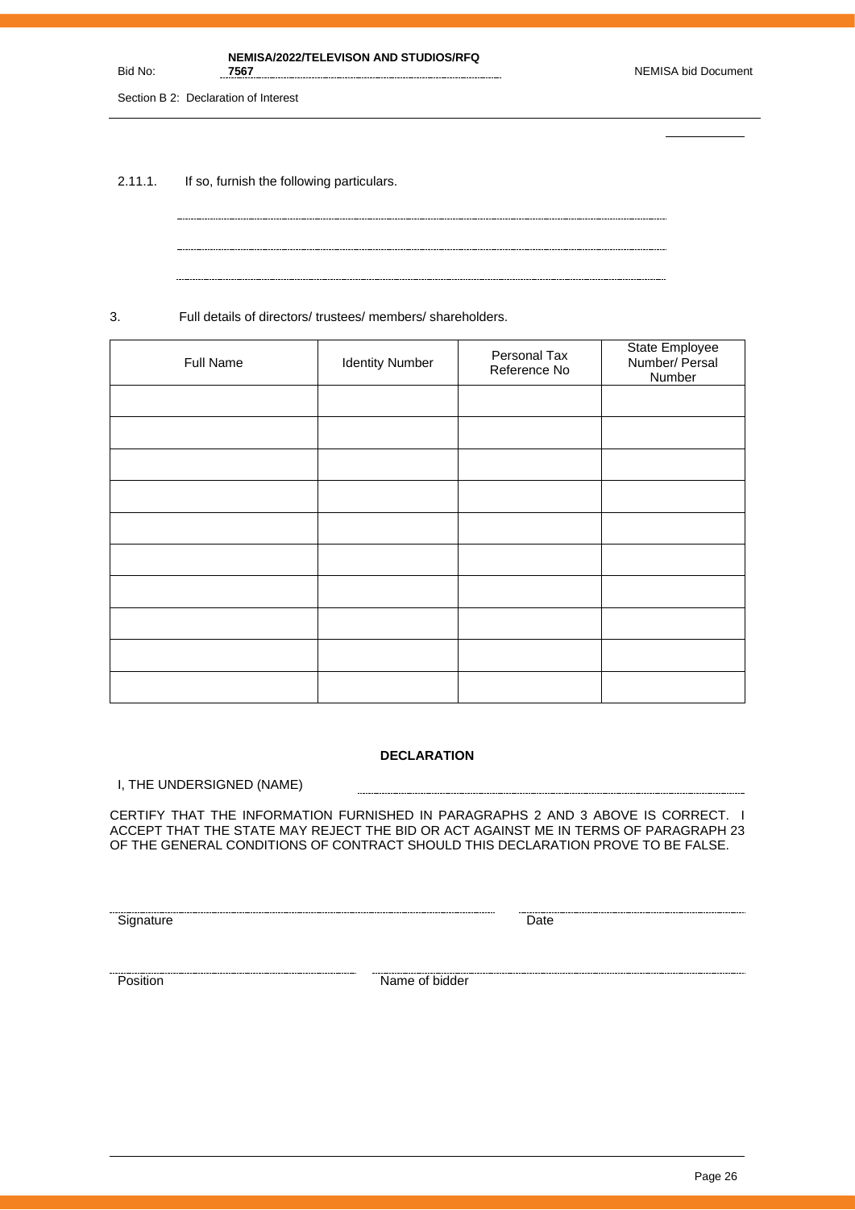2.11.1. If so, furnish the following particulars.

...........................................................................................................................

...........................................................................................................................

...........................................................................................................................

3. Full details of directors/ trustees/ members/ shareholders.

| Full Name | Identity Number | Personal Tax Reference No | State Employee Number/ Persal Number |
|---|---|---|---|
| | | | |
| | | | |
| | | | |
| | | | |
| | | | |
| | | | |
| | | | |
| | | | |
| | | | |
| | | | |

**DECLARATION**

I, THE UNDERSIGNED (NAME) ...........................................................................................

CERTIFY THAT THE INFORMATION FURNISHED IN PARAGRAPHS 2 AND 3 ABOVE IS CORRECT. I ACCEPT THAT THE STATE MAY REJECT THE BID OR ACT AGAINST ME IN TERMS OF PARAGRAPH 23 OF THE GENERAL CONDITIONS OF CONTRACT SHOULD THIS DECLARATION PROVE TO BE FALSE.

...........................................................................................................................
Signature

...........................................................................................................................
Date

...........................................................................................................................
Position

...........................................................................................................................
Name of bidder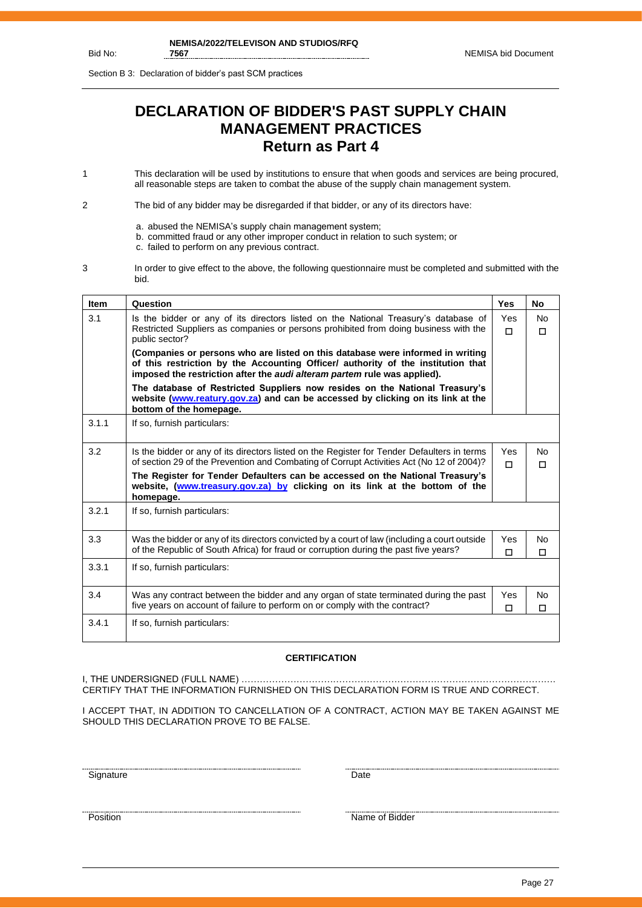# DECLARATION OF BIDDER'S PAST SUPPLY CHAIN MANAGEMENT PRACTICES

## Return as Part 4

1 This declaration will be used by institutions to ensure that when goods and services are being procured, all reasonable steps are taken to combat the abuse of the supply chain management system.

2 The bid of any bidder may be disregarded if that bidder, or any of its directors have:

a. abused the NEMISA's supply chain management system;
b. committed fraud or any other improper conduct in relation to such system; or
c. failed to perform on any previous contract.

3 In order to give effect to the above, the following questionnaire must be completed and submitted with the bid.

| Item | Question | Yes | No |
|---|---|---|---|
| 3.1 | Is the bidder or any of its directors listed on the National Treasury's database of Restricted Suppliers as companies or persons prohibited from doing business with the public sector?<br>**(Companies or persons who are listed on this database were informed in writing of this restriction by the Accounting Officer/ authority of the institution that imposed the restriction after the *audi alteram partem* rule was applied).**<br>**The database of Restricted Suppliers now resides on the National Treasury's website (www.reatury.gov.za) and can be accessed by clicking on its link at the bottom of the homepage.** | Yes ☐ | No ☐ |
| 3.1.1 | If so, furnish particulars: | | |
| 3.2 | Is the bidder or any of its directors listed on the Register for Tender Defaulters in terms of section 29 of the Prevention and Combating of Corrupt Activities Act (No 12 of 2004)?<br>**The Register for Tender Defaulters can be accessed on the National Treasury's website, (www.treasury.gov.za) by clicking on its link at the bottom of the homepage.** | Yes ☐ | No ☐ |
| 3.2.1 | If so, furnish particulars: | | |
| 3.3 | Was the bidder or any of its directors convicted by a court of law (including a court outside of the Republic of South Africa) for fraud or corruption during the past five years? | Yes ☐ | No ☐ |
| 3.3.1 | If so, furnish particulars: | | |
| 3.4 | Was any contract between the bidder and any organ of state terminated during the past five years on account of failure to perform on or comply with the contract? | Yes ☐ | No ☐ |
| 3.4.1 | If so, furnish particulars: | | |

**CERTIFICATION**

I, THE UNDERSIGNED (FULL NAME) …………………………………………………………………………………………
CERTIFY THAT THE INFORMATION FURNISHED ON THIS DECLARATION FORM IS TRUE AND CORRECT.

I ACCEPT THAT, IN ADDITION TO CANCELLATION OF A CONTRACT, ACTION MAY BE TAKEN AGAINST ME SHOULD THIS DECLARATION PROVE TO BE FALSE.

Signature ............................................ Date ............................................

Position ............................................ Name of Bidder ............................................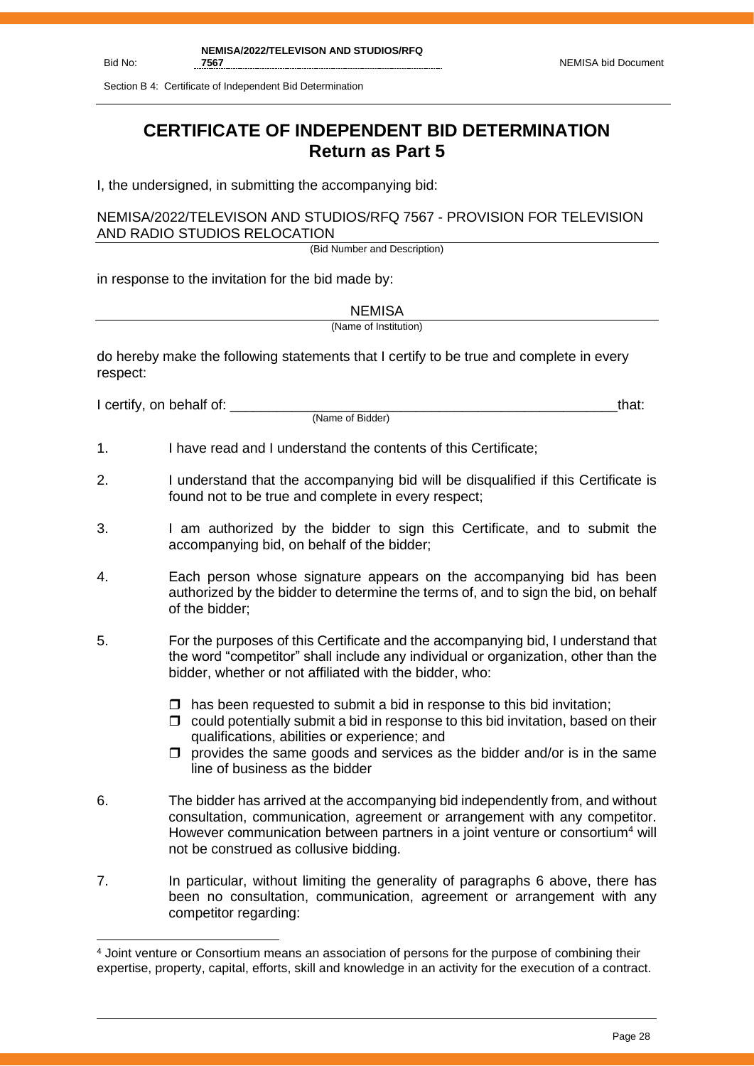# CERTIFICATE OF INDEPENDENT BID DETERMINATION

## Return as Part 5

I, the undersigned, in submitting the accompanying bid:

NEMISA/2022/TELEVISON AND STUDIOS/RFQ 7567 - PROVISION FOR TELEVISION AND RADIO STUDIOS RELOCATION

(Bid Number and Description)

in response to the invitation for the bid made by:

NEMISA

(Name of Institution)

do hereby make the following statements that I certify to be true and complete in every respect:

I certify, on behalf of: ___________________________________________________that:

(Name of Bidder)

1. I have read and I understand the contents of this Certificate;

2. I understand that the accompanying bid will be disqualified if this Certificate is found not to be true and complete in every respect;

3. I am authorized by the bidder to sign this Certificate, and to submit the accompanying bid, on behalf of the bidder;

4. Each person whose signature appears on the accompanying bid has been authorized by the bidder to determine the terms of, and to sign the bid, on behalf of the bidder;

5. For the purposes of this Certificate and the accompanying bid, I understand that the word "competitor" shall include any individual or organization, other than the bidder, whether or not affiliated with the bidder, who:
   - has been requested to submit a bid in response to this bid invitation;
   - could potentially submit a bid in response to this bid invitation, based on their qualifications, abilities or experience; and
   - provides the same goods and services as the bidder and/or is in the same line of business as the bidder

6. The bidder has arrived at the accompanying bid independently from, and without consultation, communication, agreement or arrangement with any competitor. However communication between partners in a joint venture or consortium[4] will not be construed as collusive bidding.

7. In particular, without limiting the generality of paragraphs 6 above, there has been no consultation, communication, agreement or arrangement with any competitor regarding:

---

[4] Joint venture or Consortium means an association of persons for the purpose of combining their expertise, property, capital, efforts, skill and knowledge in an activity for the execution of a contract.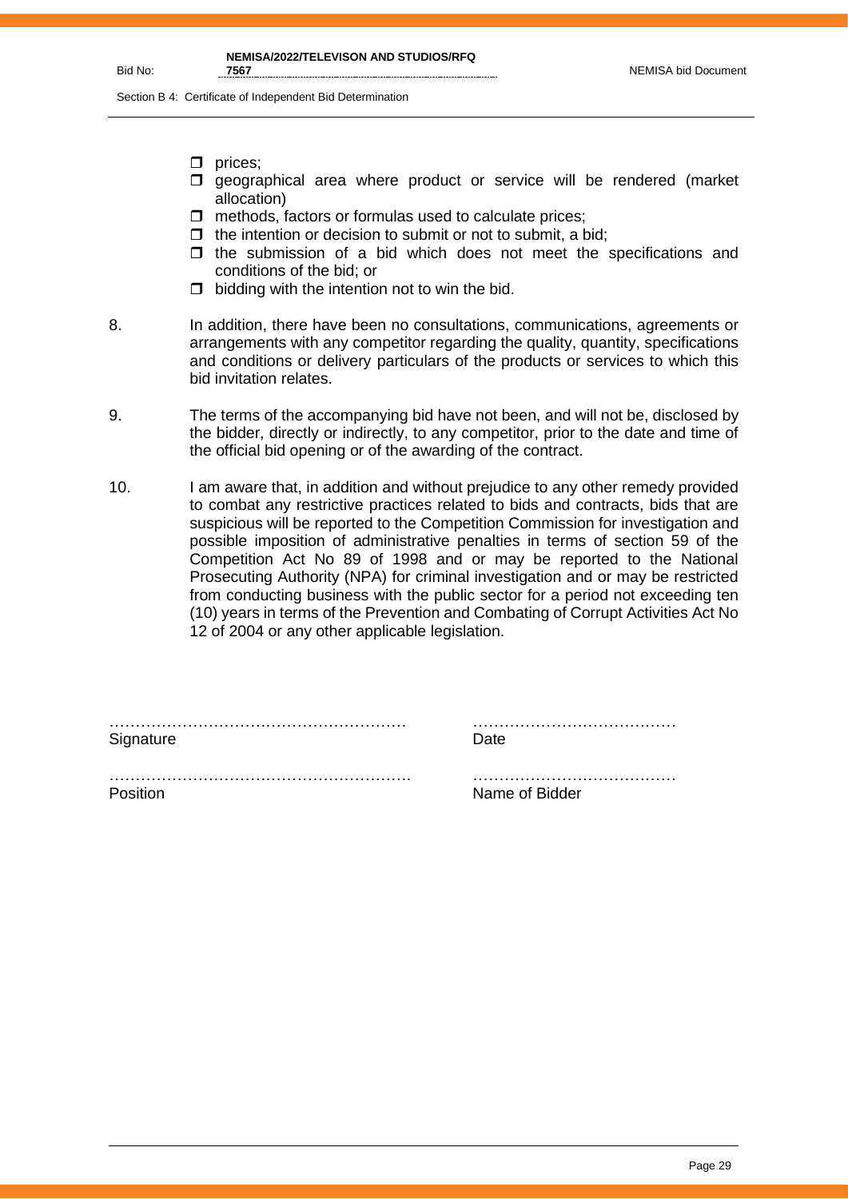- ☐ prices;
- ☐ geographical area where product or service will be rendered (market allocation)
- ☐ methods, factors or formulas used to calculate prices;
- ☐ the intention or decision to submit or not to submit, a bid;
- ☐ the submission of a bid which does not meet the specifications and conditions of the bid; or
- ☐ bidding with the intention not to win the bid.

8. In addition, there have been no consultations, communications, agreements or arrangements with any competitor regarding the quality, quantity, specifications and conditions or delivery particulars of the products or services to which this bid invitation relates.

9. The terms of the accompanying bid have not been, and will not be, disclosed by the bidder, directly or indirectly, to any competitor, prior to the date and time of the official bid opening or of the awarding of the contract.

10. I am aware that, in addition and without prejudice to any other remedy provided to combat any restrictive practices related to bids and contracts, bids that are suspicious will be reported to the Competition Commission for investigation and possible imposition of administrative penalties in terms of section 59 of the Competition Act No 89 of 1998 and or may be reported to the National Prosecuting Authority (NPA) for criminal investigation and or may be restricted from conducting business with the public sector for a period not exceeding ten (10) years in terms of the Prevention and Combating of Corrupt Activities Act No 12 of 2004 or any other applicable legislation.

| | |
|---|---|
| ………………………………………………… | ………………………………… |
| Signature | Date |
| ………………………………………………… | ………………………………… |
| Position | Name of Bidder |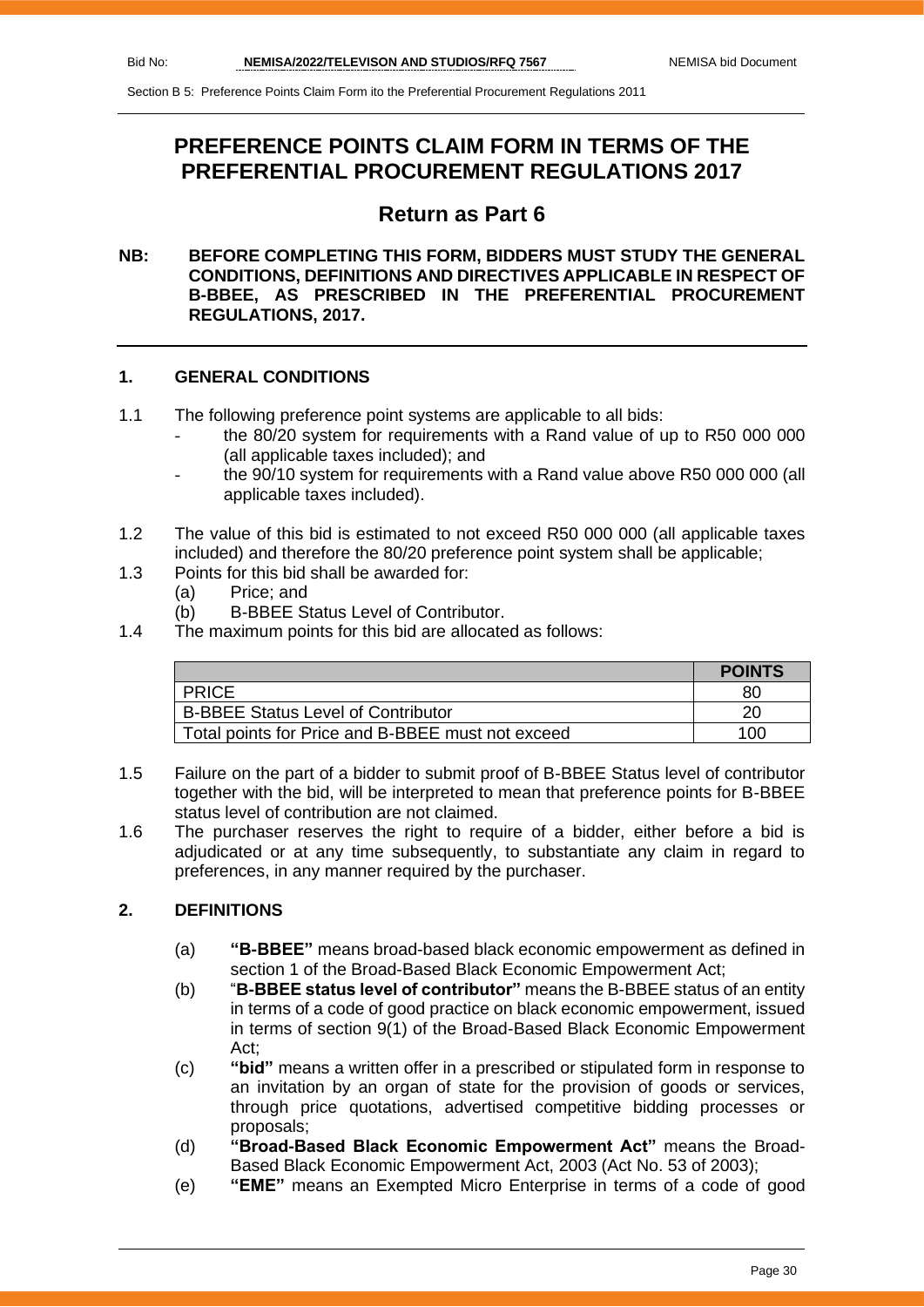# PREFERENCE POINTS CLAIM FORM IN TERMS OF THE PREFERENTIAL PROCUREMENT REGULATIONS 2017

## Return as Part 6

**NB: BEFORE COMPLETING THIS FORM, BIDDERS MUST STUDY THE GENERAL CONDITIONS, DEFINITIONS AND DIRECTIVES APPLICABLE IN RESPECT OF B-BBEE, AS PRESCRIBED IN THE PREFERENTIAL PROCUREMENT REGULATIONS, 2017.**

### 1. GENERAL CONDITIONS

1.1 The following preference point systems are applicable to all bids:

- the 80/20 system for requirements with a Rand value of up to R50 000 000 (all applicable taxes included); and
- the 90/10 system for requirements with a Rand value above R50 000 000 (all applicable taxes included).

1.2 The value of this bid is estimated to not exceed R50 000 000 (all applicable taxes included) and therefore the 80/20 preference point system shall be applicable;

1.3 Points for this bid shall be awarded for:

(a) Price; and

(b) B-BBEE Status Level of Contributor.

1.4 The maximum points for this bid are allocated as follows:

| | **POINTS** |
|---|---|
| PRICE | 80 |
| B-BBEE Status Level of Contributor | 20 |
| Total points for Price and B-BBEE must not exceed | 100 |

1.5 Failure on the part of a bidder to submit proof of B-BBEE Status level of contributor together with the bid, will be interpreted to mean that preference points for B-BBEE status level of contribution are not claimed.

1.6 The purchaser reserves the right to require of a bidder, either before a bid is adjudicated or at any time subsequently, to substantiate any claim in regard to preferences, in any manner required by the purchaser.

### 2. DEFINITIONS

(a) **"B-BBEE"** means broad-based black economic empowerment as defined in section 1 of the Broad-Based Black Economic Empowerment Act;

(b) "**B-BBEE status level of contributor"** means the B-BBEE status of an entity in terms of a code of good practice on black economic empowerment, issued in terms of section 9(1) of the Broad-Based Black Economic Empowerment Act;

(c) **"bid"** means a written offer in a prescribed or stipulated form in response to an invitation by an organ of state for the provision of goods or services, through price quotations, advertised competitive bidding processes or proposals;

(d) **"Broad-Based Black Economic Empowerment Act"** means the Broad-Based Black Economic Empowerment Act, 2003 (Act No. 53 of 2003);

(e) **"EME"** means an Exempted Micro Enterprise in terms of a code of good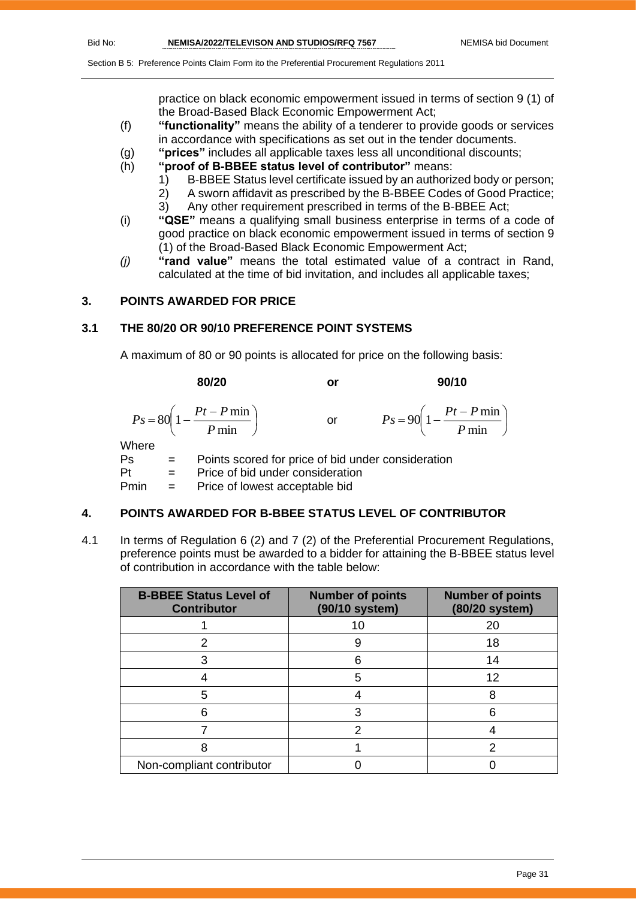practice on black economic empowerment issued in terms of section 9 (1) of the Broad-Based Black Economic Empowerment Act;

(f) **"functionality"** means the ability of a tenderer to provide goods or services in accordance with specifications as set out in the tender documents.

(g) **"prices"** includes all applicable taxes less all unconditional discounts;

(h) **"proof of B-BBEE status level of contributor"** means:

1) B-BBEE Status level certificate issued by an authorized body or person;
2) A sworn affidavit as prescribed by the B-BBEE Codes of Good Practice;
3) Any other requirement prescribed in terms of the B-BBEE Act;

(i) **"QSE"** means a qualifying small business enterprise in terms of a code of good practice on black economic empowerment issued in terms of section 9 (1) of the Broad-Based Black Economic Empowerment Act;

*(j)* **"rand value"** means the total estimated value of a contract in Rand, calculated at the time of bid invitation, and includes all applicable taxes;

## 3. POINTS AWARDED FOR PRICE

### 3.1 THE 80/20 OR 90/10 PREFERENCE POINT SYSTEMS

A maximum of 80 or 90 points is allocated for price on the following basis:

**80/20** **or** **90/10**

$$Ps = 80\left(1 - \frac{Pt - P\min}{P\min}\right) \quad \text{or} \quad Ps = 90\left(1 - \frac{Pt - P\min}{P\min}\right)$$

Where

Ps = Points scored for price of bid under consideration

Pt = Price of bid under consideration

Pmin = Price of lowest acceptable bid

## 4. POINTS AWARDED FOR B-BBEE STATUS LEVEL OF CONTRIBUTOR

4.1 In terms of Regulation 6 (2) and 7 (2) of the Preferential Procurement Regulations, preference points must be awarded to a bidder for attaining the B-BBEE status level of contribution in accordance with the table below:

| B-BBEE Status Level of Contributor | Number of points (90/10 system) | Number of points (80/20 system) |
|---|---|---|
| 1 | 10 | 20 |
| 2 | 9 | 18 |
| 3 | 6 | 14 |
| 4 | 5 | 12 |
| 5 | 4 | 8 |
| 6 | 3 | 6 |
| 7 | 2 | 4 |
| 8 | 1 | 2 |
| Non-compliant contributor | 0 | 0 |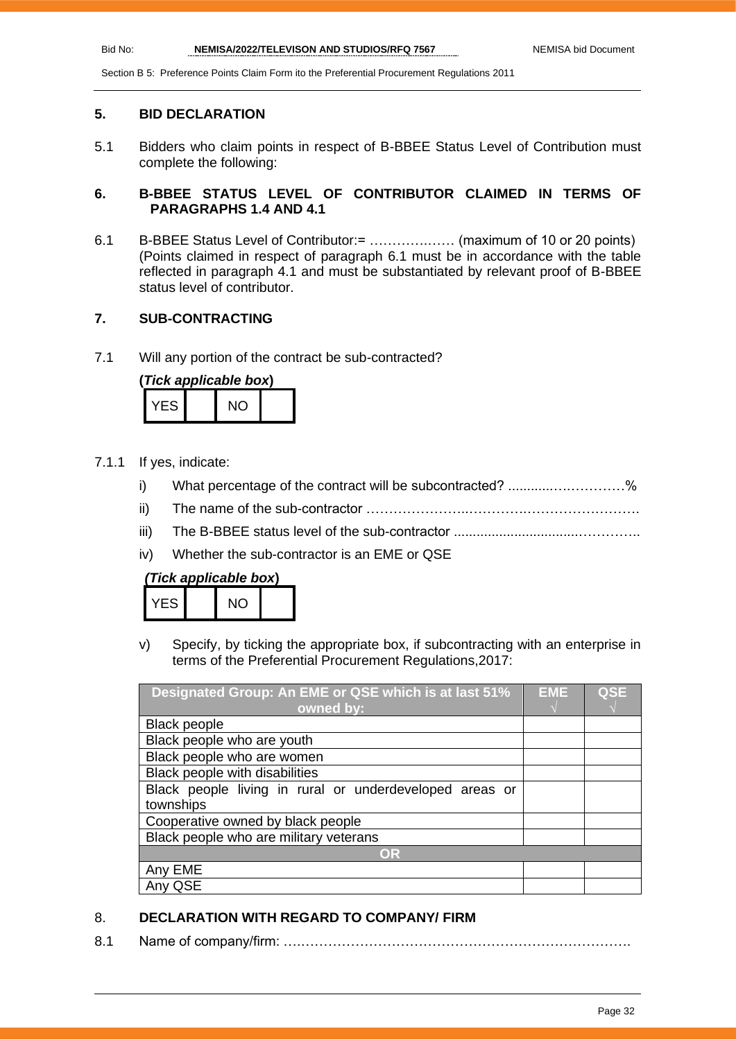## 5. BID DECLARATION

5.1 Bidders who claim points in respect of B-BBEE Status Level of Contribution must complete the following:

## 6. B-BBEE STATUS LEVEL OF CONTRIBUTOR CLAIMED IN TERMS OF PARAGRAPHS 1.4 AND 4.1

6.1 B-BBEE Status Level of Contributor:= ………….…… (maximum of 10 or 20 points)
(Points claimed in respect of paragraph 6.1 must be in accordance with the table reflected in paragraph 4.1 and must be substantiated by relevant proof of B-BBEE status level of contributor.

## 7. SUB-CONTRACTING

7.1 Will any portion of the contract be sub-contracted?

**(*Tick applicable box*)**

| YES | | NO | |
|---|---|---|---|

7.1.1 If yes, indicate:

i) What percentage of the contract will be subcontracted? ............….………%

ii) The name of the sub-contractor …………………..………….……………………

iii) The B-BBEE status level of the sub-contractor ................................…………..

iv) Whether the sub-contractor is an EME or QSE

**(*Tick applicable box*)**

| YES | | NO | |
|---|---|---|---|

v) Specify, by ticking the appropriate box, if subcontracting with an enterprise in terms of the Preferential Procurement Regulations,2017:

| Designated Group: An EME or QSE which is at last 51% owned by: | EME √ | QSE √ |
|---|---|---|
| Black people | | |
| Black people who are youth | | |
| Black people who are women | | |
| Black people with disabilities | | |
| Black people living in rural or underdeveloped areas or townships | | |
| Cooperative owned by black people | | |
| Black people who are military veterans | | |
| **OR** | | |
| Any EME | | |
| Any QSE | | |

## 8. DECLARATION WITH REGARD TO COMPANY/ FIRM

8.1 Name of company/firm: ….……………………………………………………………….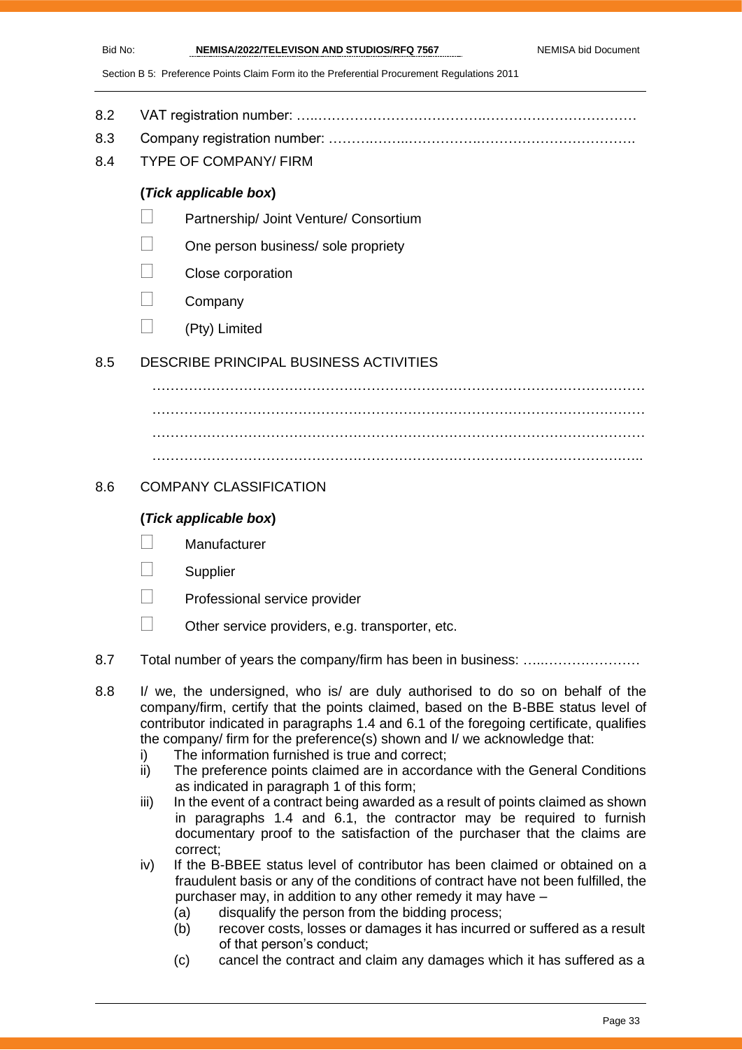8.2 VAT registration number: …..…………………………………….……………………………

8.3 Company registration number: ……….……..…………….…………………………….

8.4 TYPE OF COMPANY/ FIRM

**(*Tick applicable box*)**

- ☐ Partnership/ Joint Venture/ Consortium
- ☐ One person business/ sole propriety
- ☐ Close corporation
- ☐ Company
- ☐ (Pty) Limited

8.5 DESCRIBE PRINCIPAL BUSINESS ACTIVITIES

………………………………………………………………………………………………

………………………………………………………………………………………………

………………………………………………………………………………………………

……………………………………………………………………………………………..

8.6 COMPANY CLASSIFICATION

**(*Tick applicable box*)**

- ☐ Manufacturer
- ☐ Supplier
- ☐ Professional service provider
- ☐ Other service providers, e.g. transporter, etc.

8.7 Total number of years the company/firm has been in business: …...…………………

8.8 I/ we, the undersigned, who is/ are duly authorised to do so on behalf of the company/firm, certify that the points claimed, based on the B-BBE status level of contributor indicated in paragraphs 1.4 and 6.1 of the foregoing certificate, qualifies the company/ firm for the preference(s) shown and I/ we acknowledge that:

i) The information furnished is true and correct;

ii) The preference points claimed are in accordance with the General Conditions as indicated in paragraph 1 of this form;

iii) In the event of a contract being awarded as a result of points claimed as shown in paragraphs 1.4 and 6.1, the contractor may be required to furnish documentary proof to the satisfaction of the purchaser that the claims are correct;

iv) If the B-BBEE status level of contributor has been claimed or obtained on a fraudulent basis or any of the conditions of contract have not been fulfilled, the purchaser may, in addition to any other remedy it may have –

(a) disqualify the person from the bidding process;

(b) recover costs, losses or damages it has incurred or suffered as a result of that person's conduct;

(c) cancel the contract and claim any damages which it has suffered as a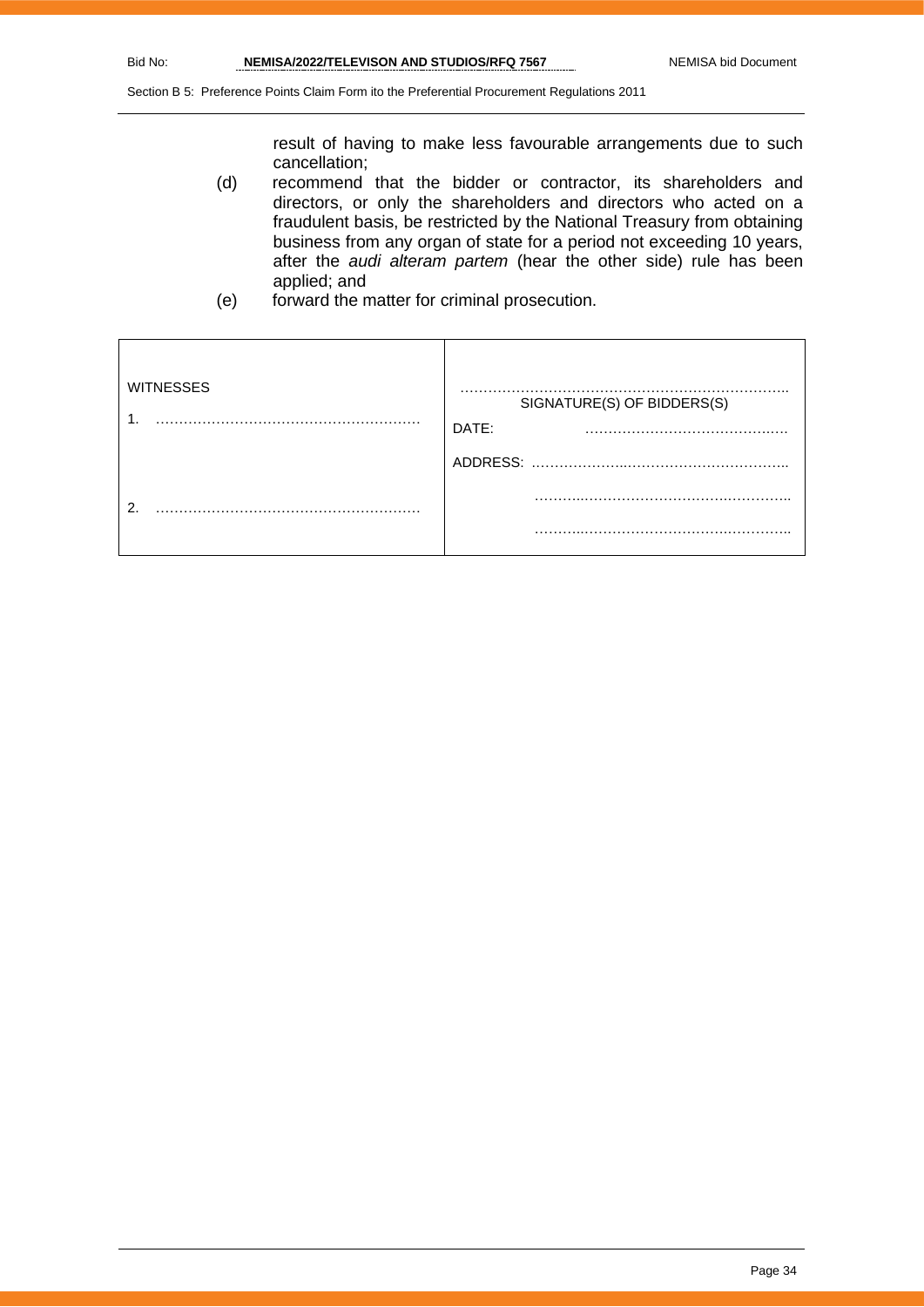result of having to make less favourable arrangements due to such cancellation;

(d) recommend that the bidder or contractor, its shareholders and directors, or only the shareholders and directors who acted on a fraudulent basis, be restricted by the National Treasury from obtaining business from any organ of state for a period not exceeding 10 years, after the *audi alteram partem* (hear the other side) rule has been applied; and

(e) forward the matter for criminal prosecution.

| WITNESSES | ……………………………………………………………… SIGNATURE(S) OF BIDDERS(S) |
| --- | --- |
| 1. ……………………………………………… | DATE: ……………………………………. |
| | ADDRESS: ……………………………………………… |
| 2. ……………………………………………… | ……………………………………………… |
| | ……………………………………………… |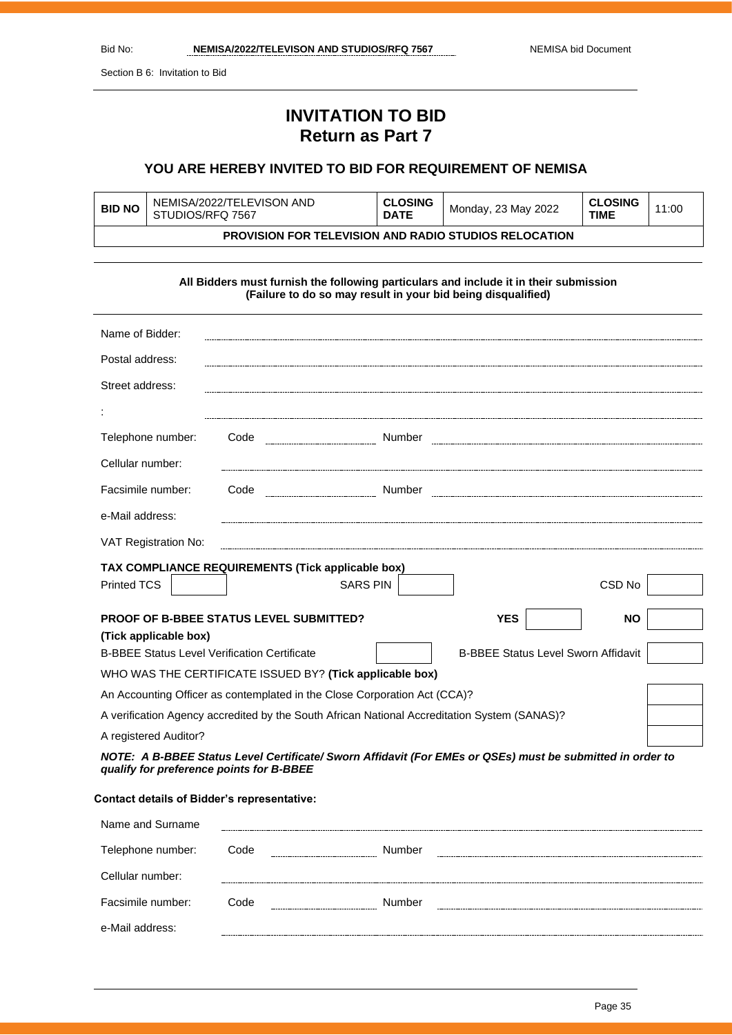Section B 6: Invitation to Bid

# INVITATION TO BID
## Return as Part 7

### YOU ARE HEREBY INVITED TO BID FOR REQUIREMENT OF NEMISA

| **BID NO** | NEMISA/2022/TELEVISON AND STUDIOS/RFQ 7567 | **CLOSING DATE** | Monday, 23 May 2022 | **CLOSING TIME** | 11:00 |
|---|---|---|---|---|---|
| **PROVISION FOR TELEVISION AND RADIO STUDIOS RELOCATION** | | | | | |

**All Bidders must furnish the following particulars and include it in their submission (Failure to do so may result in your bid being disqualified)**

Name of Bidder: ……………………………………

Postal address: ……………………………………

Street address: ……………………………………

: ……………………………………

Telephone number: Code ………… Number ……………………

Cellular number: ……………………………………

Facsimile number: Code ………… Number ……………………

e-Mail address: ……………………………………

VAT Registration No: ……………………………………

**TAX COMPLIANCE REQUIREMENTS (Tick applicable box)**

| Printed TCS | ☐ | SARS PIN | ☐ | CSD No | ☐ |
|---|---|---|---|---|---|

**PROOF OF B-BBEE STATUS LEVEL SUBMITTED?** **YES** ☐ **NO** ☐

**(Tick applicable box)**

B-BBEE Status Level Verification Certificate ☐ B-BBEE Status Level Sworn Affidavit ☐

WHO WAS THE CERTIFICATE ISSUED BY? **(Tick applicable box)**

| | |
|---|---|
| An Accounting Officer as contemplated in the Close Corporation Act (CCA)? | ☐ |
| A verification Agency accredited by the South African National Accreditation System (SANAS)? | ☐ |
| A registered Auditor? | ☐ |

***NOTE: A B-BBEE Status Level Certificate/ Sworn Affidavit (For EMEs or QSEs) must be submitted in order to qualify for preference points for B-BBEE***

**Contact details of Bidder's representative:**

Name and Surname ……………………………………

Telephone number: Code ………… Number ……………………

Cellular number: ……………………………………

Facsimile number: Code ………… Number ……………………

e-Mail address: ……………………………………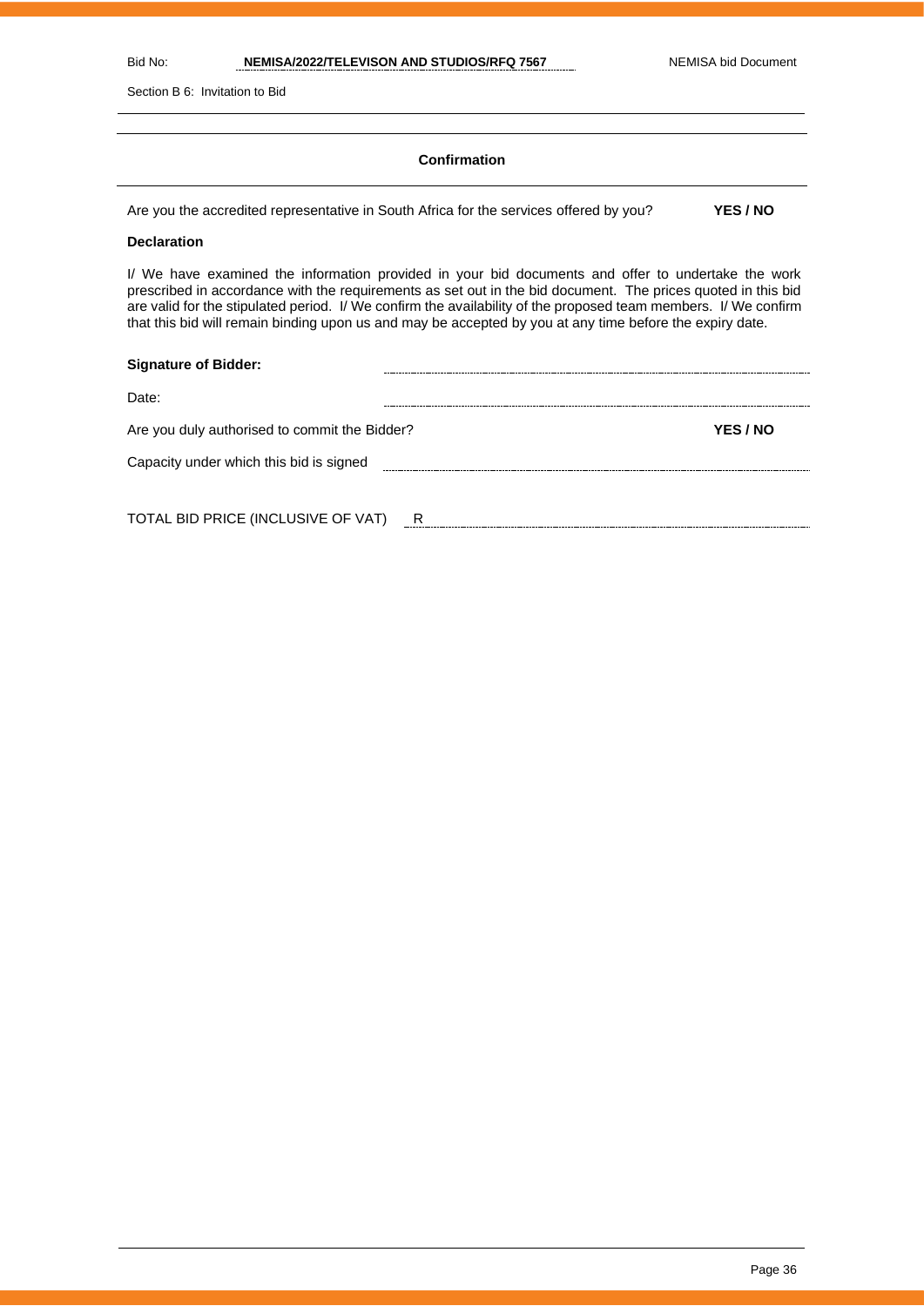## Confirmation

Are you the accredited representative in South Africa for the services offered by you? **YES / NO**

**Declaration**

I/ We have examined the information provided in your bid documents and offer to undertake the work prescribed in accordance with the requirements as set out in the bid document. The prices quoted in this bid are valid for the stipulated period. I/ We confirm the availability of the proposed team members. I/ We confirm that this bid will remain binding upon us and may be accepted by you at any time before the expiry date.

**Signature of Bidder:** ..............................................................................

Date: ..............................................................................

Are you duly authorised to commit the Bidder? **YES / NO**

Capacity under which this bid is signed ..............................................................................

TOTAL BID PRICE (INCLUSIVE OF VAT) R ..............................................................................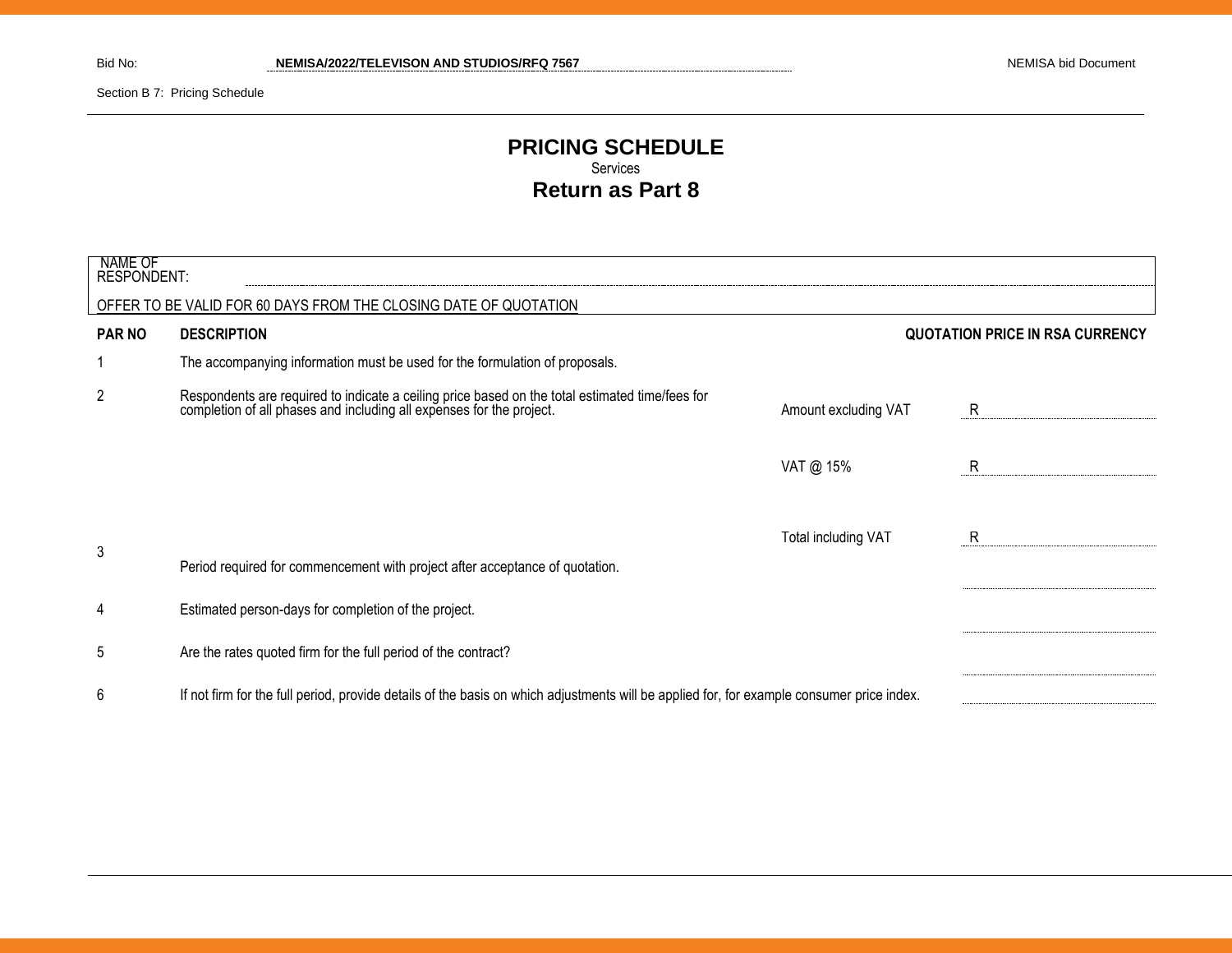Bid No: NEMISA/2022/TELEVISON AND STUDIOS/RFQ 7567

Section B 7: Pricing Schedule

# PRICING SCHEDULE

Services

## Return as Part 8

NAME OF RESPONDENT: ..............................................................................

OFFER TO BE VALID FOR 60 DAYS FROM THE CLOSING DATE OF QUOTATION

| PAR NO | DESCRIPTION | | QUOTATION PRICE IN RSA CURRENCY |
|---|---|---|---|
| 1 | The accompanying information must be used for the formulation of proposals. | | |
| 2 | Respondents are required to indicate a ceiling price based on the total estimated time/fees for completion of all phases and including all expenses for the project. | Amount excluding VAT | R ................ |
| | | VAT @ 15% | R ................ |
| | | Total including VAT | R ................ |
| 3 | Period required for commencement with project after acceptance of quotation. | | ................ |
| 4 | Estimated person-days for completion of the project. | | ................ |
| 5 | Are the rates quoted firm for the full period of the contract? | | ................ |
| 6 | If not firm for the full period, provide details of the basis on which adjustments will be applied for, for example consumer price index. | | ................ |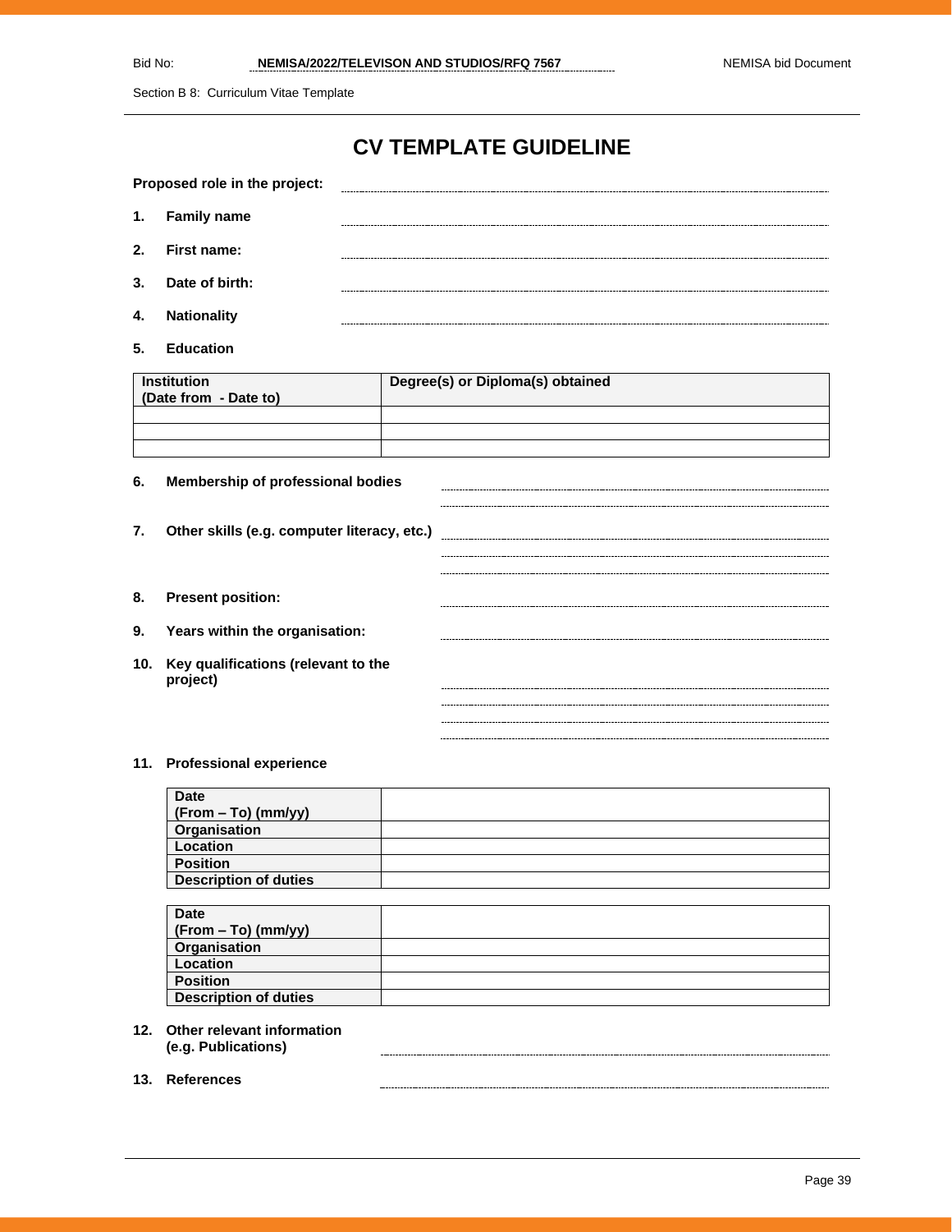# CV TEMPLATE GUIDELINE

**Proposed role in the project:** ..................................................

1. **Family name** ..................................................
2. **First name:** ..................................................
3. **Date of birth:** ..................................................
4. **Nationality** ..................................................
5. **Education**

| Institution (Date from - Date to) | Degree(s) or Diploma(s) obtained |
|---|---|
| | |
| | |
| | |

6. **Membership of professional bodies** ..................................................
7. **Other skills (e.g. computer literacy, etc.)** ..................................................
8. **Present position:** ..................................................
9. **Years within the organisation:** ..................................................
10. **Key qualifications (relevant to the project)** ..................................................
11. **Professional experience**

| | |
|---|---|
| **Date (From – To) (mm/yy)** | |
| **Organisation** | |
| **Location** | |
| **Position** | |
| **Description of duties** | |

| | |
|---|---|
| **Date (From – To) (mm/yy)** | |
| **Organisation** | |
| **Location** | |
| **Position** | |
| **Description of duties** | |

12. **Other relevant information (e.g. Publications)** ..................................................
13. **References** ..................................................